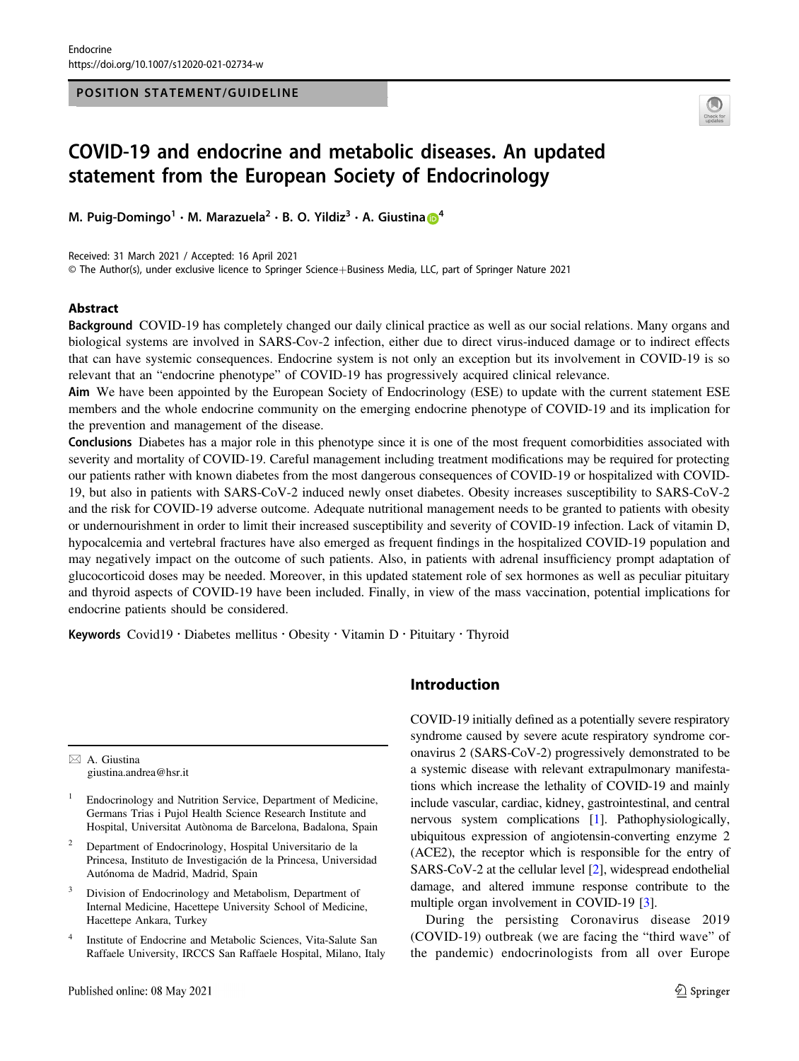POSITION STATEMENT/GUIDELINE

# COVID-19 and endocrine and metabolic diseases. An updated statement from the European Society of Endocrinology

M. Puig-Domingo[1] · M. Marazuela[2] · B. O. Yildiz[3] · A. Giustina[4]

Received: 31 March 2021 / Accepted: 16 April 2021

© The Author(s), under exclusive licence to Springer Science+Business Media, LLC, part of Springer Nature 2021

## Abstract

**Background** COVID-19 has completely changed our daily clinical practice as well as our social relations. Many organs and biological systems are involved in SARS-Cov-2 infection, either due to direct virus-induced damage or to indirect effects that can have systemic consequences. Endocrine system is not only an exception but its involvement in COVID-19 is so relevant that an "endocrine phenotype" of COVID-19 has progressively acquired clinical relevance.

**Aim** We have been appointed by the European Society of Endocrinology (ESE) to update with the current statement ESE members and the whole endocrine community on the emerging endocrine phenotype of COVID-19 and its implication for the prevention and management of the disease.

**Conclusions** Diabetes has a major role in this phenotype since it is one of the most frequent comorbidities associated with severity and mortality of COVID-19. Careful management including treatment modifications may be required for protecting our patients rather with known diabetes from the most dangerous consequences of COVID-19 or hospitalized with COVID-19, but also in patients with SARS-CoV-2 induced newly onset diabetes. Obesity increases susceptibility to SARS-CoV-2 and the risk for COVID-19 adverse outcome. Adequate nutritional management needs to be granted to patients with obesity or undernourishment in order to limit their increased susceptibility and severity of COVID-19 infection. Lack of vitamin D, hypocalcemia and vertebral fractures have also emerged as frequent findings in the hospitalized COVID-19 population and may negatively impact on the outcome of such patients. Also, in patients with adrenal insufficiency prompt adaptation of glucocorticoid doses may be needed. Moreover, in this updated statement role of sex hormones as well as peculiar pituitary and thyroid aspects of COVID-19 have been included. Finally, in view of the mass vaccination, potential implications for endocrine patients should be considered.

**Keywords** Covid19 · Diabetes mellitus · Obesity · Vitamin D · Pituitary · Thyroid

✉ A. Giustina
giustina.andrea@hsr.it

[1] Endocrinology and Nutrition Service, Department of Medicine, Germans Trias i Pujol Health Science Research Institute and Hospital, Universitat Autònoma de Barcelona, Badalona, Spain

[2] Department of Endocrinology, Hospital Universitario de la Princesa, Instituto de Investigación de la Princesa, Universidad Autónoma de Madrid, Madrid, Spain

[3] Division of Endocrinology and Metabolism, Department of Internal Medicine, Hacettepe University School of Medicine, Hacettepe Ankara, Turkey

[4] Institute of Endocrine and Metabolic Sciences, Vita-Salute San Raffaele University, IRCCS San Raffaele Hospital, Milano, Italy

## Introduction

COVID-19 initially defined as a potentially severe respiratory syndrome caused by severe acute respiratory syndrome coronavirus 2 (SARS-CoV-2) progressively demonstrated to be a systemic disease with relevant extrapulmonary manifestations which increase the lethality of COVID-19 and mainly include vascular, cardiac, kidney, gastrointestinal, and central nervous system complications [1]. Pathophysiologically, ubiquitous expression of angiotensin-converting enzyme 2 (ACE2), the receptor which is responsible for the entry of SARS-CoV-2 at the cellular level [2], widespread endothelial damage, and altered immune response contribute to the multiple organ involvement in COVID-19 [3].

During the persisting Coronavirus disease 2019 (COVID-19) outbreak (we are facing the "third wave" of the pandemic) endocrinologists from all over Europe

Published online: 08 May 2021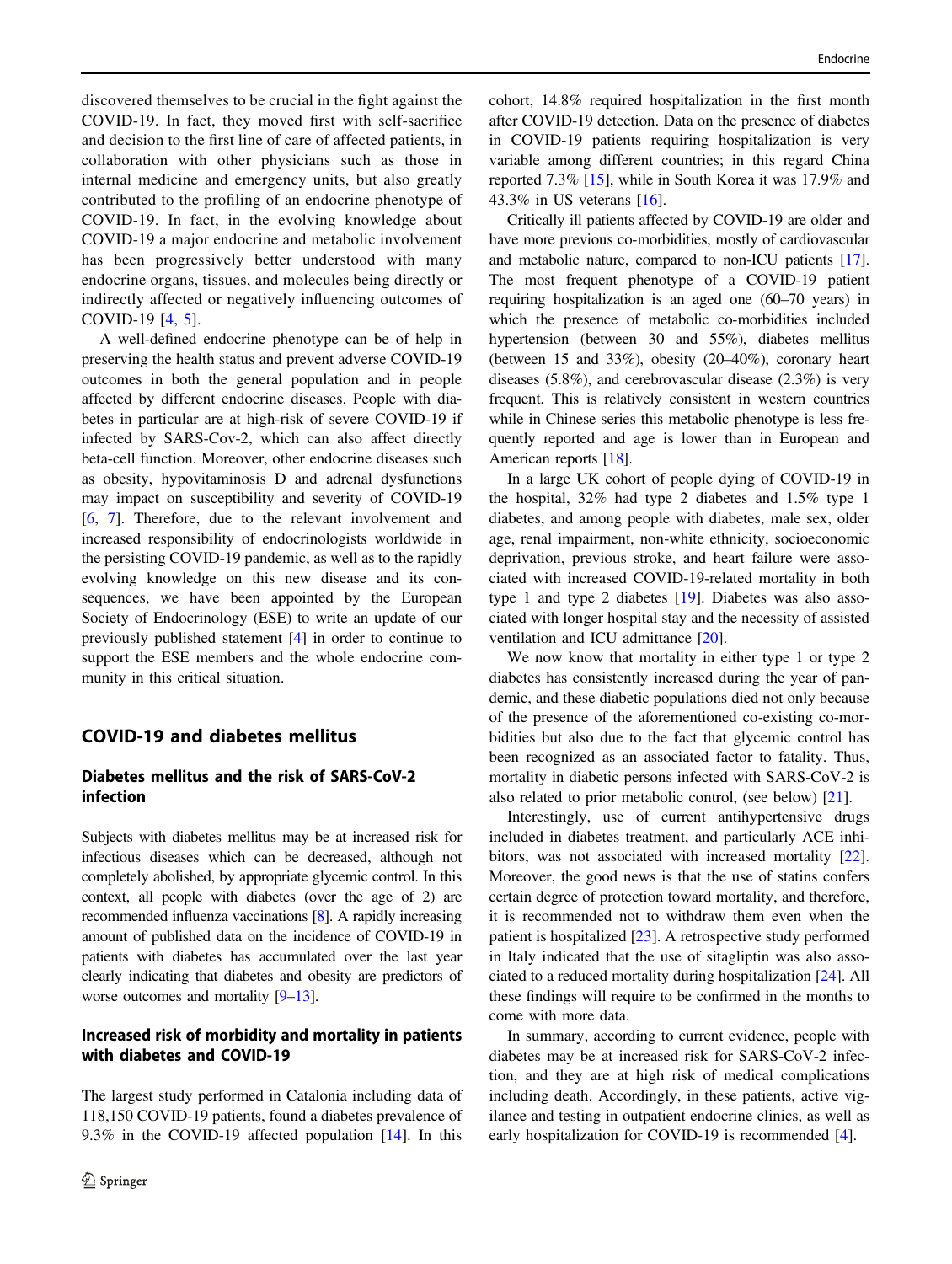discovered themselves to be crucial in the fight against the COVID-19. In fact, they moved first with self-sacrifice and decision to the first line of care of affected patients, in collaboration with other physicians such as those in internal medicine and emergency units, but also greatly contributed to the profiling of an endocrine phenotype of COVID-19. In fact, in the evolving knowledge about COVID-19 a major endocrine and metabolic involvement has been progressively better understood with many endocrine organs, tissues, and molecules being directly or indirectly affected or negatively influencing outcomes of COVID-19 [4, 5].

A well-defined endocrine phenotype can be of help in preserving the health status and prevent adverse COVID-19 outcomes in both the general population and in people affected by different endocrine diseases. People with diabetes in particular are at high-risk of severe COVID-19 if infected by SARS-Cov-2, which can also affect directly beta-cell function. Moreover, other endocrine diseases such as obesity, hypovitaminosis D and adrenal dysfunctions may impact on susceptibility and severity of COVID-19 [6, 7]. Therefore, due to the relevant involvement and increased responsibility of endocrinologists worldwide in the persisting COVID-19 pandemic, as well as to the rapidly evolving knowledge on this new disease and its consequences, we have been appointed by the European Society of Endocrinology (ESE) to write an update of our previously published statement [4] in order to continue to support the ESE members and the whole endocrine community in this critical situation.

## COVID-19 and diabetes mellitus

### Diabetes mellitus and the risk of SARS-CoV-2 infection

Subjects with diabetes mellitus may be at increased risk for infectious diseases which can be decreased, although not completely abolished, by appropriate glycemic control. In this context, all people with diabetes (over the age of 2) are recommended influenza vaccinations [8]. A rapidly increasing amount of published data on the incidence of COVID-19 in patients with diabetes has accumulated over the last year clearly indicating that diabetes and obesity are predictors of worse outcomes and mortality [9–13].

### Increased risk of morbidity and mortality in patients with diabetes and COVID-19

The largest study performed in Catalonia including data of 118,150 COVID-19 patients, found a diabetes prevalence of 9.3% in the COVID-19 affected population [14]. In this cohort, 14.8% required hospitalization in the first month after COVID-19 detection. Data on the presence of diabetes in COVID-19 patients requiring hospitalization is very variable among different countries; in this regard China reported 7.3% [15], while in South Korea it was 17.9% and 43.3% in US veterans [16].

Critically ill patients affected by COVID-19 are older and have more previous co-morbidities, mostly of cardiovascular and metabolic nature, compared to non-ICU patients [17]. The most frequent phenotype of a COVID-19 patient requiring hospitalization is an aged one (60–70 years) in which the presence of metabolic co-morbidities included hypertension (between 30 and 55%), diabetes mellitus (between 15 and 33%), obesity (20–40%), coronary heart diseases (5.8%), and cerebrovascular disease (2.3%) is very frequent. This is relatively consistent in western countries while in Chinese series this metabolic phenotype is less frequently reported and age is lower than in European and American reports [18].

In a large UK cohort of people dying of COVID-19 in the hospital, 32% had type 2 diabetes and 1.5% type 1 diabetes, and among people with diabetes, male sex, older age, renal impairment, non-white ethnicity, socioeconomic deprivation, previous stroke, and heart failure were associated with increased COVID-19-related mortality in both type 1 and type 2 diabetes [19]. Diabetes was also associated with longer hospital stay and the necessity of assisted ventilation and ICU admittance [20].

We now know that mortality in either type 1 or type 2 diabetes has consistently increased during the year of pandemic, and these diabetic populations died not only because of the presence of the aforementioned co-existing co-morbidities but also due to the fact that glycemic control has been recognized as an associated factor to fatality. Thus, mortality in diabetic persons infected with SARS-CoV-2 is also related to prior metabolic control, (see below) [21].

Interestingly, use of current antihypertensive drugs included in diabetes treatment, and particularly ACE inhibitors, was not associated with increased mortality [22]. Moreover, the good news is that the use of statins confers certain degree of protection toward mortality, and therefore, it is recommended not to withdraw them even when the patient is hospitalized [23]. A retrospective study performed in Italy indicated that the use of sitagliptin was also associated to a reduced mortality during hospitalization [24]. All these findings will require to be confirmed in the months to come with more data.

In summary, according to current evidence, people with diabetes may be at increased risk for SARS-CoV-2 infection, and they are at high risk of medical complications including death. Accordingly, in these patients, active vigilance and testing in outpatient endocrine clinics, as well as early hospitalization for COVID-19 is recommended [4].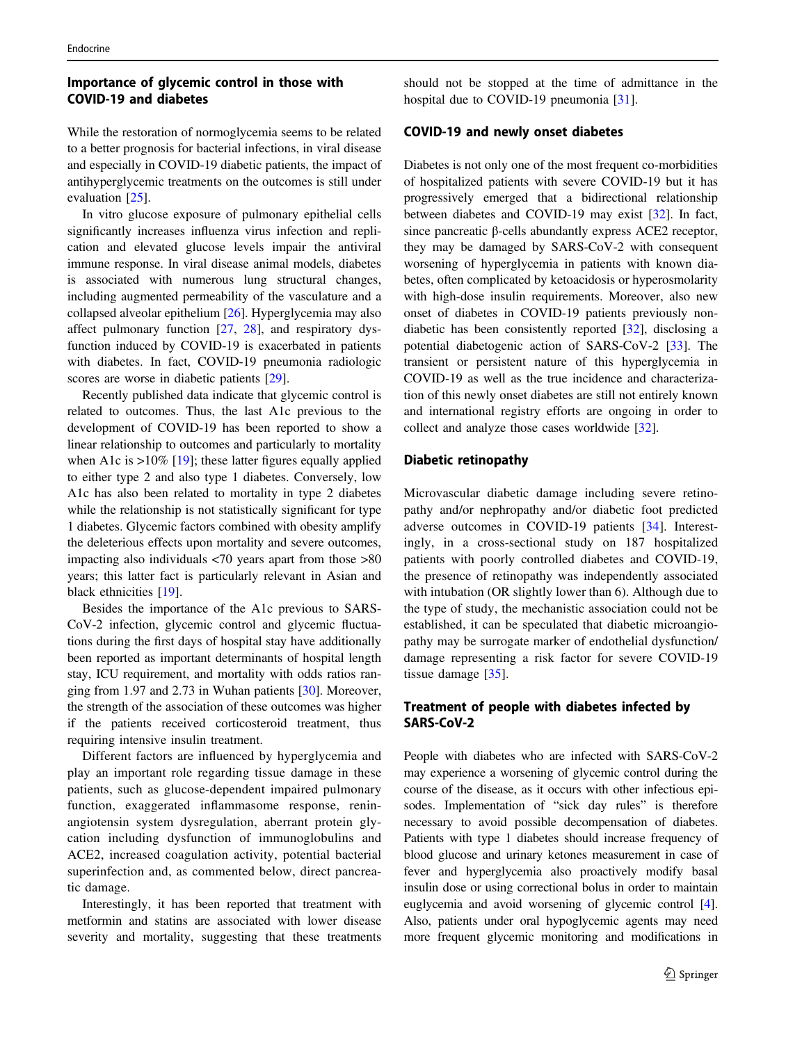## Importance of glycemic control in those with COVID-19 and diabetes

While the restoration of normoglycemia seems to be related to a better prognosis for bacterial infections, in viral disease and especially in COVID-19 diabetic patients, the impact of antihyperglycemic treatments on the outcomes is still under evaluation [25].

In vitro glucose exposure of pulmonary epithelial cells significantly increases influenza virus infection and replication and elevated glucose levels impair the antiviral immune response. In viral disease animal models, diabetes is associated with numerous lung structural changes, including augmented permeability of the vasculature and a collapsed alveolar epithelium [26]. Hyperglycemia may also affect pulmonary function [27, 28], and respiratory dysfunction induced by COVID-19 is exacerbated in patients with diabetes. In fact, COVID-19 pneumonia radiologic scores are worse in diabetic patients [29].

Recently published data indicate that glycemic control is related to outcomes. Thus, the last A1c previous to the development of COVID-19 has been reported to show a linear relationship to outcomes and particularly to mortality when A1c is >10% [19]; these latter figures equally applied to either type 2 and also type 1 diabetes. Conversely, low A1c has also been related to mortality in type 2 diabetes while the relationship is not statistically significant for type 1 diabetes. Glycemic factors combined with obesity amplify the deleterious effects upon mortality and severe outcomes, impacting also individuals <70 years apart from those >80 years; this latter fact is particularly relevant in Asian and black ethnicities [19].

Besides the importance of the A1c previous to SARS-CoV-2 infection, glycemic control and glycemic fluctuations during the first days of hospital stay have additionally been reported as important determinants of hospital length stay, ICU requirement, and mortality with odds ratios ranging from 1.97 and 2.73 in Wuhan patients [30]. Moreover, the strength of the association of these outcomes was higher if the patients received corticosteroid treatment, thus requiring intensive insulin treatment.

Different factors are influenced by hyperglycemia and play an important role regarding tissue damage in these patients, such as glucose-dependent impaired pulmonary function, exaggerated inflammasome response, renin-angiotensin system dysregulation, aberrant protein glycation including dysfunction of immunoglobulins and ACE2, increased coagulation activity, potential bacterial superinfection and, as commented below, direct pancreatic damage.

Interestingly, it has been reported that treatment with metformin and statins are associated with lower disease severity and mortality, suggesting that these treatments should not be stopped at the time of admittance in the hospital due to COVID-19 pneumonia [31].

## COVID-19 and newly onset diabetes

Diabetes is not only one of the most frequent co-morbidities of hospitalized patients with severe COVID-19 but it has progressively emerged that a bidirectional relationship between diabetes and COVID-19 may exist [32]. In fact, since pancreatic β-cells abundantly express ACE2 receptor, they may be damaged by SARS-CoV-2 with consequent worsening of hyperglycemia in patients with known diabetes, often complicated by ketoacidosis or hyperosmolarity with high-dose insulin requirements. Moreover, also new onset of diabetes in COVID-19 patients previously non-diabetic has been consistently reported [32], disclosing a potential diabetogenic action of SARS-CoV-2 [33]. The transient or persistent nature of this hyperglycemia in COVID-19 as well as the true incidence and characterization of this newly onset diabetes are still not entirely known and international registry efforts are ongoing in order to collect and analyze those cases worldwide [32].

## Diabetic retinopathy

Microvascular diabetic damage including severe retinopathy and/or nephropathy and/or diabetic foot predicted adverse outcomes in COVID-19 patients [34]. Interestingly, in a cross-sectional study on 187 hospitalized patients with poorly controlled diabetes and COVID-19, the presence of retinopathy was independently associated with intubation (OR slightly lower than 6). Although due to the type of study, the mechanistic association could not be established, it can be speculated that diabetic microangiopathy may be surrogate marker of endothelial dysfunction/damage representing a risk factor for severe COVID-19 tissue damage [35].

## Treatment of people with diabetes infected by SARS-CoV-2

People with diabetes who are infected with SARS-CoV-2 may experience a worsening of glycemic control during the course of the disease, as it occurs with other infectious episodes. Implementation of "sick day rules" is therefore necessary to avoid possible decompensation of diabetes. Patients with type 1 diabetes should increase frequency of blood glucose and urinary ketones measurement in case of fever and hyperglycemia also proactively modify basal insulin dose or using correctional bolus in order to maintain euglycemia and avoid worsening of glycemic control [4]. Also, patients under oral hypoglycemic agents may need more frequent glycemic monitoring and modifications in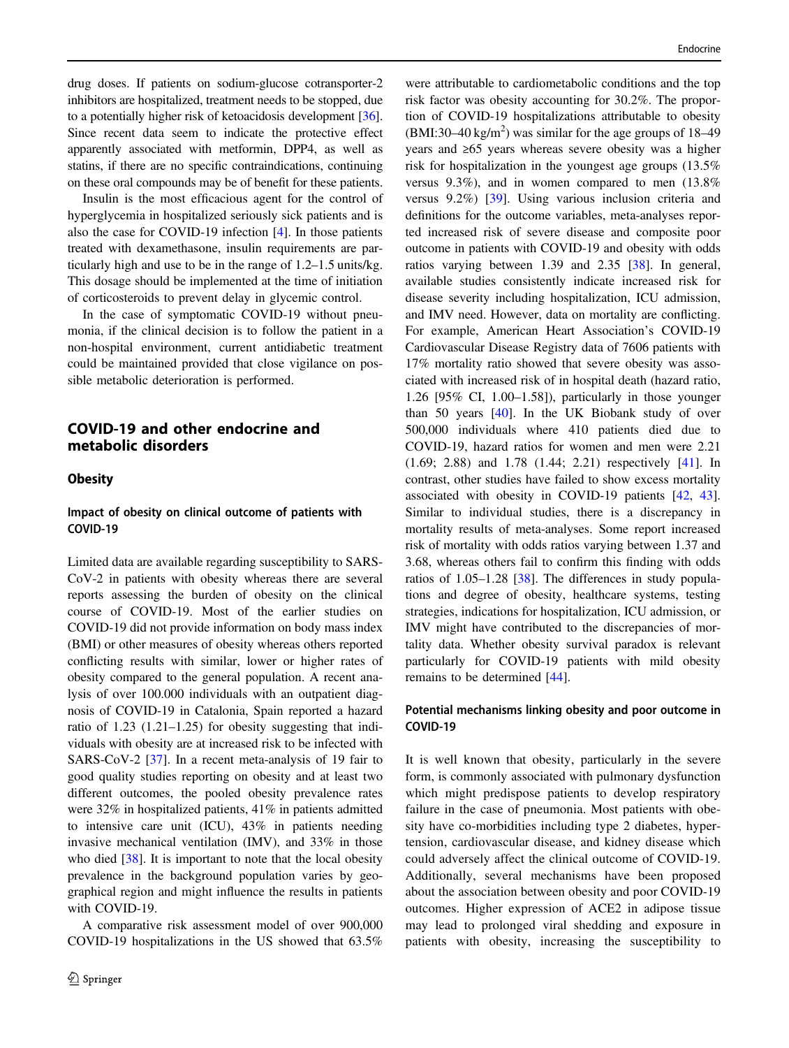drug doses. If patients on sodium-glucose cotransporter-2 inhibitors are hospitalized, treatment needs to be stopped, due to a potentially higher risk of ketoacidosis development [36]. Since recent data seem to indicate the protective effect apparently associated with metformin, DPP4, as well as statins, if there are no specific contraindications, continuing on these oral compounds may be of benefit for these patients.

Insulin is the most efficacious agent for the control of hyperglycemia in hospitalized seriously sick patients and is also the case for COVID-19 infection [4]. In those patients treated with dexamethasone, insulin requirements are particularly high and use to be in the range of 1.2–1.5 units/kg. This dosage should be implemented at the time of initiation of corticosteroids to prevent delay in glycemic control.

In the case of symptomatic COVID-19 without pneumonia, if the clinical decision is to follow the patient in a non-hospital environment, current antidiabetic treatment could be maintained provided that close vigilance on possible metabolic deterioration is performed.

## COVID-19 and other endocrine and metabolic disorders

### Obesity

#### Impact of obesity on clinical outcome of patients with COVID-19

Limited data are available regarding susceptibility to SARS-CoV-2 in patients with obesity whereas there are several reports assessing the burden of obesity on the clinical course of COVID-19. Most of the earlier studies on COVID-19 did not provide information on body mass index (BMI) or other measures of obesity whereas others reported conflicting results with similar, lower or higher rates of obesity compared to the general population. A recent analysis of over 100.000 individuals with an outpatient diagnosis of COVID-19 in Catalonia, Spain reported a hazard ratio of 1.23 (1.21–1.25) for obesity suggesting that individuals with obesity are at increased risk to be infected with SARS-CoV-2 [37]. In a recent meta-analysis of 19 fair to good quality studies reporting on obesity and at least two different outcomes, the pooled obesity prevalence rates were 32% in hospitalized patients, 41% in patients admitted to intensive care unit (ICU), 43% in patients needing invasive mechanical ventilation (IMV), and 33% in those who died [38]. It is important to note that the local obesity prevalence in the background population varies by geographical region and might influence the results in patients with COVID-19.

A comparative risk assessment model of over 900,000 COVID-19 hospitalizations in the US showed that 63.5% were attributable to cardiometabolic conditions and the top risk factor was obesity accounting for 30.2%. The proportion of COVID-19 hospitalizations attributable to obesity (BMI:30–40 kg/m$^2$) was similar for the age groups of 18–49 years and ≥65 years whereas severe obesity was a higher risk for hospitalization in the youngest age groups (13.5% versus 9.3%), and in women compared to men (13.8% versus 9.2%) [39]. Using various inclusion criteria and definitions for the outcome variables, meta-analyses reported increased risk of severe disease and composite poor outcome in patients with COVID-19 and obesity with odds ratios varying between 1.39 and 2.35 [38]. In general, available studies consistently indicate increased risk for disease severity including hospitalization, ICU admission, and IMV need. However, data on mortality are conflicting. For example, American Heart Association's COVID-19 Cardiovascular Disease Registry data of 7606 patients with 17% mortality ratio showed that severe obesity was associated with increased risk of in hospital death (hazard ratio, 1.26 [95% CI, 1.00–1.58]), particularly in those younger than 50 years [40]. In the UK Biobank study of over 500,000 individuals where 410 patients died due to COVID-19, hazard ratios for women and men were 2.21 (1.69; 2.88) and 1.78 (1.44; 2.21) respectively [41]. In contrast, other studies have failed to show excess mortality associated with obesity in COVID-19 patients [42, 43]. Similar to individual studies, there is a discrepancy in mortality results of meta-analyses. Some report increased risk of mortality with odds ratios varying between 1.37 and 3.68, whereas others fail to confirm this finding with odds ratios of 1.05–1.28 [38]. The differences in study populations and degree of obesity, healthcare systems, testing strategies, indications for hospitalization, ICU admission, or IMV might have contributed to the discrepancies of mortality data. Whether obesity survival paradox is relevant particularly for COVID-19 patients with mild obesity remains to be determined [44].

#### Potential mechanisms linking obesity and poor outcome in COVID-19

It is well known that obesity, particularly in the severe form, is commonly associated with pulmonary dysfunction which might predispose patients to develop respiratory failure in the case of pneumonia. Most patients with obesity have co-morbidities including type 2 diabetes, hypertension, cardiovascular disease, and kidney disease which could adversely affect the clinical outcome of COVID-19. Additionally, several mechanisms have been proposed about the association between obesity and poor COVID-19 outcomes. Higher expression of ACE2 in adipose tissue may lead to prolonged viral shedding and exposure in patients with obesity, increasing the susceptibility to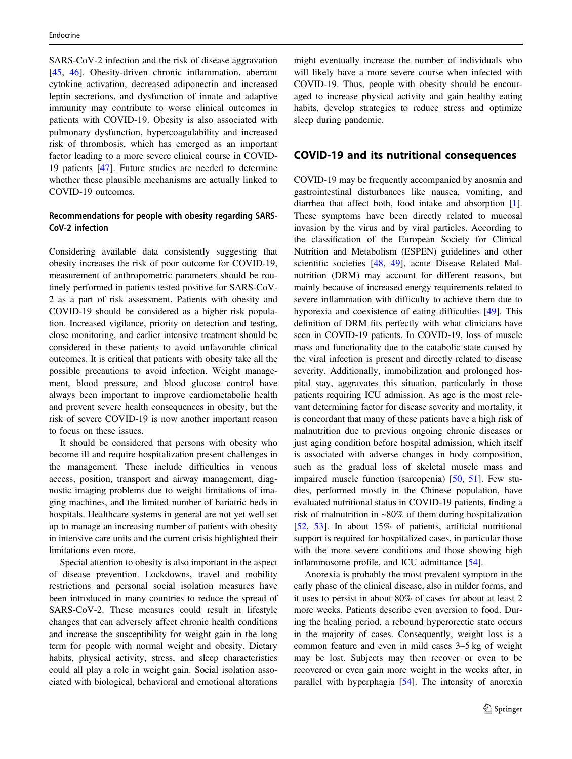SARS-CoV-2 infection and the risk of disease aggravation [45, 46]. Obesity-driven chronic inflammation, aberrant cytokine activation, decreased adiponectin and increased leptin secretions, and dysfunction of innate and adaptive immunity may contribute to worse clinical outcomes in patients with COVID-19. Obesity is also associated with pulmonary dysfunction, hypercoagulability and increased risk of thrombosis, which has emerged as an important factor leading to a more severe clinical course in COVID-19 patients [47]. Future studies are needed to determine whether these plausible mechanisms are actually linked to COVID-19 outcomes.

#### Recommendations for people with obesity regarding SARS-CoV-2 infection

Considering available data consistently suggesting that obesity increases the risk of poor outcome for COVID-19, measurement of anthropometric parameters should be routinely performed in patients tested positive for SARS-CoV-2 as a part of risk assessment. Patients with obesity and COVID-19 should be considered as a higher risk population. Increased vigilance, priority on detection and testing, close monitoring, and earlier intensive treatment should be considered in these patients to avoid unfavorable clinical outcomes. It is critical that patients with obesity take all the possible precautions to avoid infection. Weight management, blood pressure, and blood glucose control have always been important to improve cardiometabolic health and prevent severe health consequences in obesity, but the risk of severe COVID-19 is now another important reason to focus on these issues.

It should be considered that persons with obesity who become ill and require hospitalization present challenges in the management. These include difficulties in venous access, position, transport and airway management, diagnostic imaging problems due to weight limitations of imaging machines, and the limited number of bariatric beds in hospitals. Healthcare systems in general are not yet well set up to manage an increasing number of patients with obesity in intensive care units and the current crisis highlighted their limitations even more.

Special attention to obesity is also important in the aspect of disease prevention. Lockdowns, travel and mobility restrictions and personal social isolation measures have been introduced in many countries to reduce the spread of SARS-CoV-2. These measures could result in lifestyle changes that can adversely affect chronic health conditions and increase the susceptibility for weight gain in the long term for people with normal weight and obesity. Dietary habits, physical activity, stress, and sleep characteristics could all play a role in weight gain. Social isolation associated with biological, behavioral and emotional alterations might eventually increase the number of individuals who will likely have a more severe course when infected with COVID-19. Thus, people with obesity should be encouraged to increase physical activity and gain healthy eating habits, develop strategies to reduce stress and optimize sleep during pandemic.

## COVID-19 and its nutritional consequences

COVID-19 may be frequently accompanied by anosmia and gastrointestinal disturbances like nausea, vomiting, and diarrhea that affect both, food intake and absorption [1]. These symptoms have been directly related to mucosal invasion by the virus and by viral particles. According to the classification of the European Society for Clinical Nutrition and Metabolism (ESPEN) guidelines and other scientific societies [48, 49], acute Disease Related Malnutrition (DRM) may account for different reasons, but mainly because of increased energy requirements related to severe inflammation with difficulty to achieve them due to hyporexia and coexistence of eating difficulties [49]. This definition of DRM fits perfectly with what clinicians have seen in COVID-19 patients. In COVID-19, loss of muscle mass and functionality due to the catabolic state caused by the viral infection is present and directly related to disease severity. Additionally, immobilization and prolonged hospital stay, aggravates this situation, particularly in those patients requiring ICU admission. As age is the most relevant determining factor for disease severity and mortality, it is concordant that many of these patients have a high risk of malnutrition due to previous ongoing chronic diseases or just aging condition before hospital admission, which itself is associated with adverse changes in body composition, such as the gradual loss of skeletal muscle mass and impaired muscle function (sarcopenia) [50, 51]. Few studies, performed mostly in the Chinese population, have evaluated nutritional status in COVID-19 patients, finding a risk of malnutrition in ~80% of them during hospitalization [52, 53]. In about 15% of patients, artificial nutritional support is required for hospitalized cases, in particular those with the more severe conditions and those showing high inflammosome profile, and ICU admittance [54].

Anorexia is probably the most prevalent symptom in the early phase of the clinical disease, also in milder forms, and it uses to persist in about 80% of cases for about at least 2 more weeks. Patients describe even aversion to food. During the healing period, a rebound hyperorectic state occurs in the majority of cases. Consequently, weight loss is a common feature and even in mild cases 3–5 kg of weight may be lost. Subjects may then recover or even to be recovered or even gain more weight in the weeks after, in parallel with hyperphagia [54]. The intensity of anorexia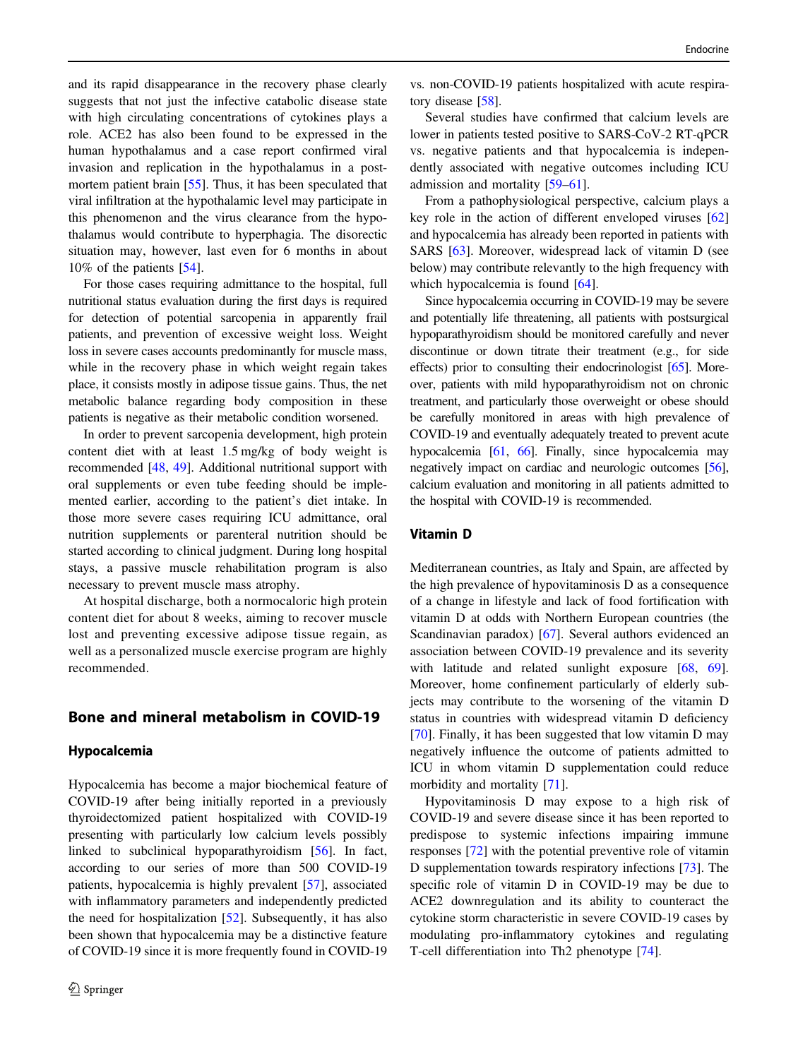and its rapid disappearance in the recovery phase clearly suggests that not just the infective catabolic disease state with high circulating concentrations of cytokines plays a role. ACE2 has also been found to be expressed in the human hypothalamus and a case report confirmed viral invasion and replication in the hypothalamus in a post-mortem patient brain [55]. Thus, it has been speculated that viral infiltration at the hypothalamic level may participate in this phenomenon and the virus clearance from the hypothalamus would contribute to hyperphagia. The disorectic situation may, however, last even for 6 months in about 10% of the patients [54].

For those cases requiring admittance to the hospital, full nutritional status evaluation during the first days is required for detection of potential sarcopenia in apparently frail patients, and prevention of excessive weight loss. Weight loss in severe cases accounts predominantly for muscle mass, while in the recovery phase in which weight regain takes place, it consists mostly in adipose tissue gains. Thus, the net metabolic balance regarding body composition in these patients is negative as their metabolic condition worsened.

In order to prevent sarcopenia development, high protein content diet with at least 1.5 mg/kg of body weight is recommended [48, 49]. Additional nutritional support with oral supplements or even tube feeding should be implemented earlier, according to the patient's diet intake. In those more severe cases requiring ICU admittance, oral nutrition supplements or parenteral nutrition should be started according to clinical judgment. During long hospital stays, a passive muscle rehabilitation program is also necessary to prevent muscle mass atrophy.

At hospital discharge, both a normocaloric high protein content diet for about 8 weeks, aiming to recover muscle lost and preventing excessive adipose tissue regain, as well as a personalized muscle exercise program are highly recommended.

## Bone and mineral metabolism in COVID-19

### Hypocalcemia

Hypocalcemia has become a major biochemical feature of COVID-19 after being initially reported in a previously thyroidectomized patient hospitalized with COVID-19 presenting with particularly low calcium levels possibly linked to subclinical hypoparathyroidism [56]. In fact, according to our series of more than 500 COVID-19 patients, hypocalcemia is highly prevalent [57], associated with inflammatory parameters and independently predicted the need for hospitalization [52]. Subsequently, it has also been shown that hypocalcemia may be a distinctive feature of COVID-19 since it is more frequently found in COVID-19 vs. non-COVID-19 patients hospitalized with acute respiratory disease [58].

Several studies have confirmed that calcium levels are lower in patients tested positive to SARS-CoV-2 RT-qPCR vs. negative patients and that hypocalcemia is independently associated with negative outcomes including ICU admission and mortality [59–61].

From a pathophysiological perspective, calcium plays a key role in the action of different enveloped viruses [62] and hypocalcemia has already been reported in patients with SARS [63]. Moreover, widespread lack of vitamin D (see below) may contribute relevantly to the high frequency with which hypocalcemia is found [64].

Since hypocalcemia occurring in COVID-19 may be severe and potentially life threatening, all patients with postsurgical hypoparathyroidism should be monitored carefully and never discontinue or down titrate their treatment (e.g., for side effects) prior to consulting their endocrinologist [65]. Moreover, patients with mild hypoparathyroidism not on chronic treatment, and particularly those overweight or obese should be carefully monitored in areas with high prevalence of COVID-19 and eventually adequately treated to prevent acute hypocalcemia [61, 66]. Finally, since hypocalcemia may negatively impact on cardiac and neurologic outcomes [56], calcium evaluation and monitoring in all patients admitted to the hospital with COVID-19 is recommended.

### Vitamin D

Mediterranean countries, as Italy and Spain, are affected by the high prevalence of hypovitaminosis D as a consequence of a change in lifestyle and lack of food fortification with vitamin D at odds with Northern European countries (the Scandinavian paradox) [67]. Several authors evidenced an association between COVID-19 prevalence and its severity with latitude and related sunlight exposure [68, 69]. Moreover, home confinement particularly of elderly subjects may contribute to the worsening of the vitamin D status in countries with widespread vitamin D deficiency [70]. Finally, it has been suggested that low vitamin D may negatively influence the outcome of patients admitted to ICU in whom vitamin D supplementation could reduce morbidity and mortality [71].

Hypovitaminosis D may expose to a high risk of COVID-19 and severe disease since it has been reported to predispose to systemic infections impairing immune responses [72] with the potential preventive role of vitamin D supplementation towards respiratory infections [73]. The specific role of vitamin D in COVID-19 may be due to ACE2 downregulation and its ability to counteract the cytokine storm characteristic in severe COVID-19 cases by modulating pro-inflammatory cytokines and regulating T-cell differentiation into Th2 phenotype [74].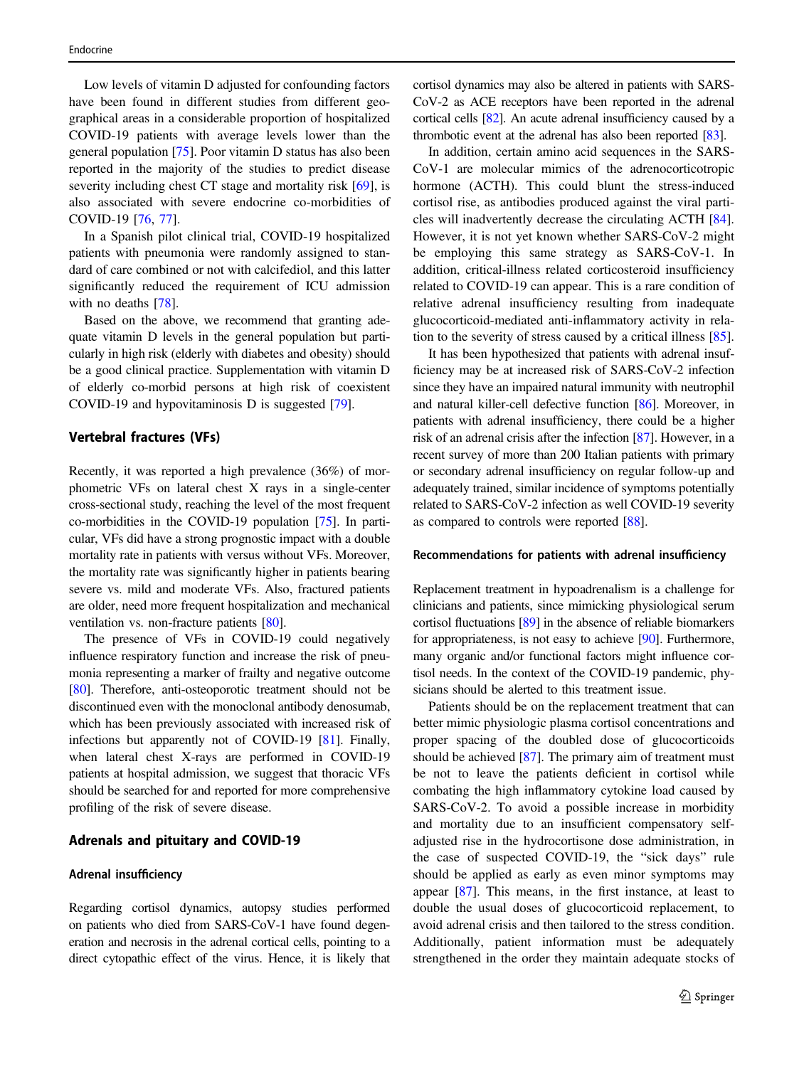Low levels of vitamin D adjusted for confounding factors have been found in different studies from different geographical areas in a considerable proportion of hospitalized COVID-19 patients with average levels lower than the general population [75]. Poor vitamin D status has also been reported in the majority of the studies to predict disease severity including chest CT stage and mortality risk [69], is also associated with severe endocrine co-morbidities of COVID-19 [76, 77].

In a Spanish pilot clinical trial, COVID-19 hospitalized patients with pneumonia were randomly assigned to standard of care combined or not with calcifediol, and this latter significantly reduced the requirement of ICU admission with no deaths [78].

Based on the above, we recommend that granting adequate vitamin D levels in the general population but particularly in high risk (elderly with diabetes and obesity) should be a good clinical practice. Supplementation with vitamin D of elderly co-morbid persons at high risk of coexistent COVID-19 and hypovitaminosis D is suggested [79].

## Vertebral fractures (VFs)

Recently, it was reported a high prevalence (36%) of morphometric VFs on lateral chest X rays in a single-center cross-sectional study, reaching the level of the most frequent co-morbidities in the COVID-19 population [75]. In particular, VFs did have a strong prognostic impact with a double mortality rate in patients with versus without VFs. Moreover, the mortality rate was significantly higher in patients bearing severe vs. mild and moderate VFs. Also, fractured patients are older, need more frequent hospitalization and mechanical ventilation vs. non-fracture patients [80].

The presence of VFs in COVID-19 could negatively influence respiratory function and increase the risk of pneumonia representing a marker of frailty and negative outcome [80]. Therefore, anti-osteoporotic treatment should not be discontinued even with the monoclonal antibody denosumab, which has been previously associated with increased risk of infections but apparently not of COVID-19 [81]. Finally, when lateral chest X-rays are performed in COVID-19 patients at hospital admission, we suggest that thoracic VFs should be searched for and reported for more comprehensive profiling of the risk of severe disease.

## Adrenals and pituitary and COVID-19

### Adrenal insufficiency

Regarding cortisol dynamics, autopsy studies performed on patients who died from SARS-CoV-1 have found degeneration and necrosis in the adrenal cortical cells, pointing to a direct cytopathic effect of the virus. Hence, it is likely that cortisol dynamics may also be altered in patients with SARS-CoV-2 as ACE receptors have been reported in the adrenal cortical cells [82]. An acute adrenal insufficiency caused by a thrombotic event at the adrenal has also been reported [83].

In addition, certain amino acid sequences in the SARS-CoV-1 are molecular mimics of the adrenocorticotropic hormone (ACTH). This could blunt the stress-induced cortisol rise, as antibodies produced against the viral particles will inadvertently decrease the circulating ACTH [84]. However, it is not yet known whether SARS-CoV-2 might be employing this same strategy as SARS-CoV-1. In addition, critical-illness related corticosteroid insufficiency related to COVID-19 can appear. This is a rare condition of relative adrenal insufficiency resulting from inadequate glucocorticoid-mediated anti-inflammatory activity in relation to the severity of stress caused by a critical illness [85].

It has been hypothesized that patients with adrenal insufficiency may be at increased risk of SARS-CoV-2 infection since they have an impaired natural immunity with neutrophil and natural killer-cell defective function [86]. Moreover, in patients with adrenal insufficiency, there could be a higher risk of an adrenal crisis after the infection [87]. However, in a recent survey of more than 200 Italian patients with primary or secondary adrenal insufficiency on regular follow-up and adequately trained, similar incidence of symptoms potentially related to SARS-CoV-2 infection as well COVID-19 severity as compared to controls were reported [88].

### Recommendations for patients with adrenal insufficiency

Replacement treatment in hypoadrenalism is a challenge for clinicians and patients, since mimicking physiological serum cortisol fluctuations [89] in the absence of reliable biomarkers for appropriateness, is not easy to achieve [90]. Furthermore, many organic and/or functional factors might influence cortisol needs. In the context of the COVID-19 pandemic, physicians should be alerted to this treatment issue.

Patients should be on the replacement treatment that can better mimic physiologic plasma cortisol concentrations and proper spacing of the doubled dose of glucocorticoids should be achieved [87]. The primary aim of treatment must be not to leave the patients deficient in cortisol while combating the high inflammatory cytokine load caused by SARS-CoV-2. To avoid a possible increase in morbidity and mortality due to an insufficient compensatory self-adjusted rise in the hydrocortisone dose administration, in the case of suspected COVID-19, the "sick days" rule should be applied as early as even minor symptoms may appear [87]. This means, in the first instance, at least to double the usual doses of glucocorticoid replacement, to avoid adrenal crisis and then tailored to the stress condition. Additionally, patient information must be adequately strengthened in the order they maintain adequate stocks of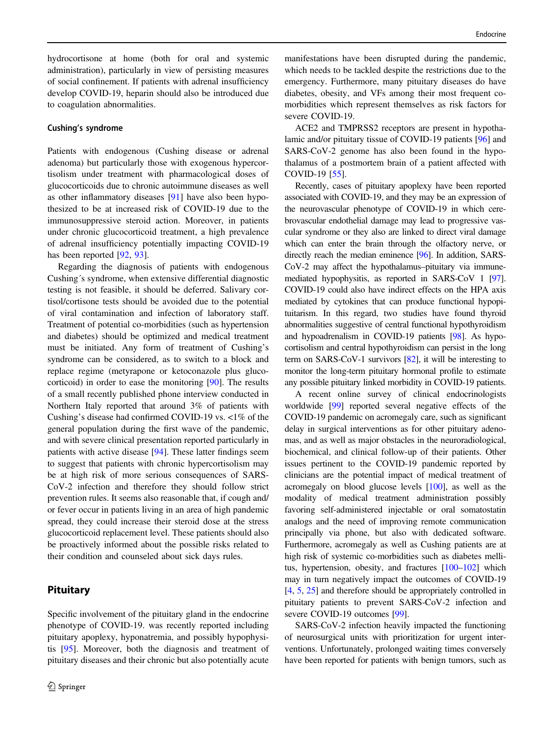hydrocortisone at home (both for oral and systemic administration), particularly in view of persisting measures of social confinement. If patients with adrenal insufficiency develop COVID-19, heparin should also be introduced due to coagulation abnormalities.

### Cushing's syndrome

Patients with endogenous (Cushing disease or adrenal adenoma) but particularly those with exogenous hypercortisolism under treatment with pharmacological doses of glucocorticoids due to chronic autoimmune diseases as well as other inflammatory diseases [91] have also been hypothesized to be at increased risk of COVID-19 due to the immunosuppressive steroid action. Moreover, in patients under chronic glucocorticoid treatment, a high prevalence of adrenal insufficiency potentially impacting COVID-19 has been reported [92, 93].

Regarding the diagnosis of patients with endogenous Cushing´s syndrome, when extensive differential diagnostic testing is not feasible, it should be deferred. Salivary cortisol/cortisone tests should be avoided due to the potential of viral contamination and infection of laboratory staff. Treatment of potential co-morbidities (such as hypertension and diabetes) should be optimized and medical treatment must be initiated. Any form of treatment of Cushing's syndrome can be considered, as to switch to a block and replace regime (metyrapone or ketoconazole plus glucocorticoid) in order to ease the monitoring [90]. The results of a small recently published phone interview conducted in Northern Italy reported that around 3% of patients with Cushing's disease had confirmed COVID-19 vs. <1% of the general population during the first wave of the pandemic, and with severe clinical presentation reported particularly in patients with active disease [94]. These latter findings seem to suggest that patients with chronic hypercortisolism may be at high risk of more serious consequences of SARS-CoV-2 infection and therefore they should follow strict prevention rules. It seems also reasonable that, if cough and/or fever occur in patients living in an area of high pandemic spread, they could increase their steroid dose at the stress glucocorticoid replacement level. These patients should also be proactively informed about the possible risks related to their condition and counseled about sick days rules.

## Pituitary

Specific involvement of the pituitary gland in the endocrine phenotype of COVID-19. was recently reported including pituitary apoplexy, hyponatremia, and possibly hypophysitis [95]. Moreover, both the diagnosis and treatment of pituitary diseases and their chronic but also potentially acute manifestations have been disrupted during the pandemic, which needs to be tackled despite the restrictions due to the emergency. Furthermore, many pituitary diseases do have diabetes, obesity, and VFs among their most frequent comorbidities which represent themselves as risk factors for severe COVID-19.

ACE2 and TMPRSS2 receptors are present in hypothalamic and/or pituitary tissue of COVID-19 patients [96] and SARS-CoV-2 genome has also been found in the hypothalamus of a postmortem brain of a patient affected with COVID-19 [55].

Recently, cases of pituitary apoplexy have been reported associated with COVID-19, and they may be an expression of the neurovascular phenotype of COVID-19 in which cerebrovascular endothelial damage may lead to progressive vascular syndrome or they also are linked to direct viral damage which can enter the brain through the olfactory nerve, or directly reach the median eminence [96]. In addition, SARS-CoV-2 may affect the hypothalamus–pituitary via immune-mediated hypophysitis, as reported in SARS-CoV 1 [97]. COVID-19 could also have indirect effects on the HPA axis mediated by cytokines that can produce functional hypopituitarism. In this regard, two studies have found thyroid abnormalities suggestive of central functional hypothyroidism and hypoadrenalism in COVID-19 patients [98]. As hypocortisolism and central hypothyroidism can persist in the long term on SARS-CoV-1 survivors [82], it will be interesting to monitor the long-term pituitary hormonal profile to estimate any possible pituitary linked morbidity in COVID-19 patients.

A recent online survey of clinical endocrinologists worldwide [99] reported several negative effects of the COVID-19 pandemic on acromegaly care, such as significant delay in surgical interventions as for other pituitary adenomas, and as well as major obstacles in the neuroradiological, biochemical, and clinical follow-up of their patients. Other issues pertinent to the COVID-19 pandemic reported by clinicians are the potential impact of medical treatment of acromegaly on blood glucose levels [100], as well as the modality of medical treatment administration possibly favoring self-administered injectable or oral somatostatin analogs and the need of improving remote communication principally via phone, but also with dedicated software. Furthermore, acromegaly as well as Cushing patients are at high risk of systemic co-morbidities such as diabetes mellitus, hypertension, obesity, and fractures [100–102] which may in turn negatively impact the outcomes of COVID-19 [4, 5, 25] and therefore should be appropriately controlled in pituitary patients to prevent SARS-CoV-2 infection and severe COVID-19 outcomes [99].

SARS-CoV-2 infection heavily impacted the functioning of neurosurgical units with prioritization for urgent interventions. Unfortunately, prolonged waiting times conversely have been reported for patients with benign tumors, such as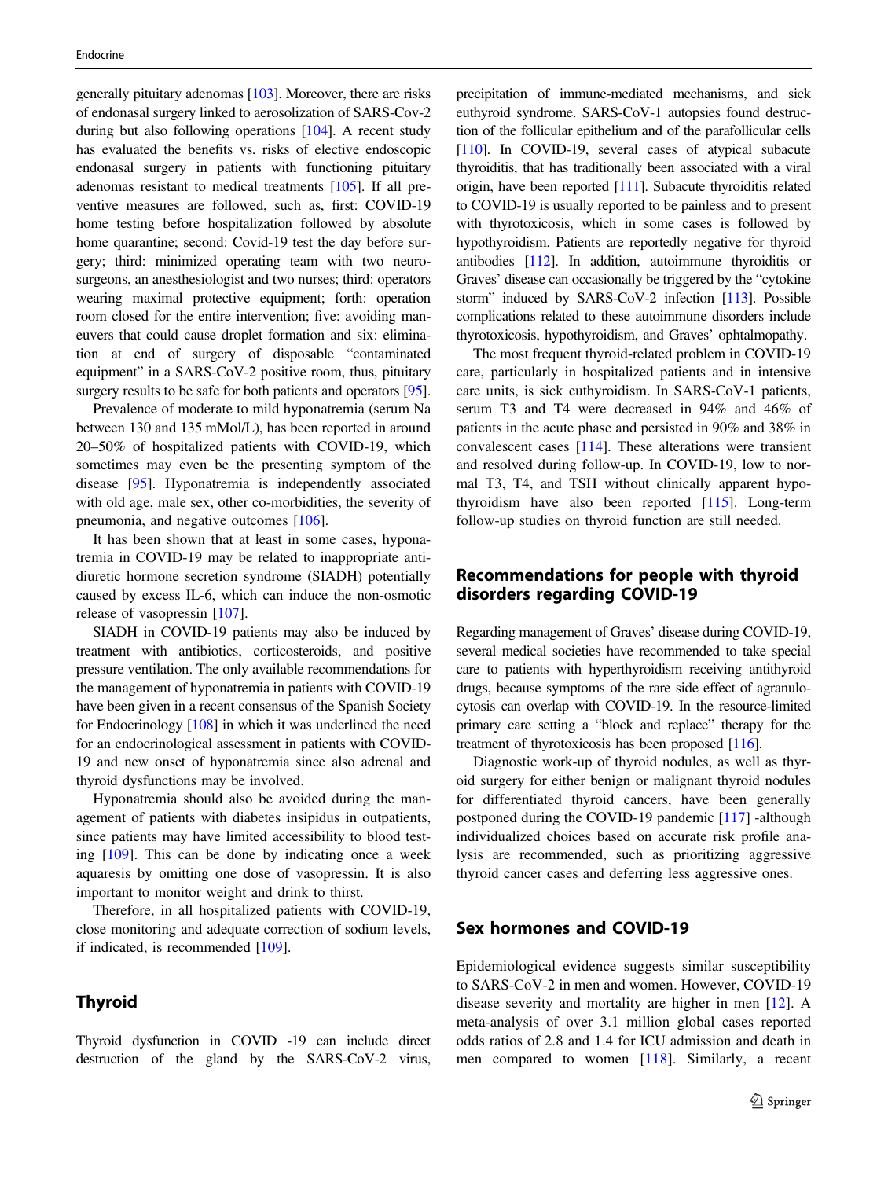generally pituitary adenomas [103]. Moreover, there are risks of endonasal surgery linked to aerosolization of SARS-Cov-2 during but also following operations [104]. A recent study has evaluated the benefits vs. risks of elective endoscopic endonasal surgery in patients with functioning pituitary adenomas resistant to medical treatments [105]. If all preventive measures are followed, such as, first: COVID-19 home testing before hospitalization followed by absolute home quarantine; second: Covid-19 test the day before surgery; third: minimized operating team with two neurosurgeons, an anesthesiologist and two nurses; third: operators wearing maximal protective equipment; forth: operation room closed for the entire intervention; five: avoiding maneuvers that could cause droplet formation and six: elimination at end of surgery of disposable "contaminated equipment" in a SARS-CoV-2 positive room, thus, pituitary surgery results to be safe for both patients and operators [95].

Prevalence of moderate to mild hyponatremia (serum Na between 130 and 135 mMol/L), has been reported in around 20–50% of hospitalized patients with COVID-19, which sometimes may even be the presenting symptom of the disease [95]. Hyponatremia is independently associated with old age, male sex, other co-morbidities, the severity of pneumonia, and negative outcomes [106].

It has been shown that at least in some cases, hyponatremia in COVID-19 may be related to inappropriate antidiuretic hormone secretion syndrome (SIADH) potentially caused by excess IL-6, which can induce the non-osmotic release of vasopressin [107].

SIADH in COVID-19 patients may also be induced by treatment with antibiotics, corticosteroids, and positive pressure ventilation. The only available recommendations for the management of hyponatremia in patients with COVID-19 have been given in a recent consensus of the Spanish Society for Endocrinology [108] in which it was underlined the need for an endocrinological assessment in patients with COVID-19 and new onset of hyponatremia since also adrenal and thyroid dysfunctions may be involved.

Hyponatremia should also be avoided during the management of patients with diabetes insipidus in outpatients, since patients may have limited accessibility to blood testing [109]. This can be done by indicating once a week aquaresis by omitting one dose of vasopressin. It is also important to monitor weight and drink to thirst.

Therefore, in all hospitalized patients with COVID-19, close monitoring and adequate correction of sodium levels, if indicated, is recommended [109].

## Thyroid

Thyroid dysfunction in COVID -19 can include direct destruction of the gland by the SARS-CoV-2 virus, precipitation of immune-mediated mechanisms, and sick euthyroid syndrome. SARS-CoV-1 autopsies found destruction of the follicular epithelium and of the parafollicular cells [110]. In COVID-19, several cases of atypical subacute thyroiditis, that has traditionally been associated with a viral origin, have been reported [111]. Subacute thyroiditis related to COVID-19 is usually reported to be painless and to present with thyrotoxicosis, which in some cases is followed by hypothyroidism. Patients are reportedly negative for thyroid antibodies [112]. In addition, autoimmune thyroiditis or Graves' disease can occasionally be triggered by the "cytokine storm" induced by SARS-CoV-2 infection [113]. Possible complications related to these autoimmune disorders include thyrotoxicosis, hypothyroidism, and Graves' ophtalmopathy.

The most frequent thyroid-related problem in COVID-19 care, particularly in hospitalized patients and in intensive care units, is sick euthyroidism. In SARS-CoV-1 patients, serum T3 and T4 were decreased in 94% and 46% of patients in the acute phase and persisted in 90% and 38% in convalescent cases [114]. These alterations were transient and resolved during follow-up. In COVID-19, low to normal T3, T4, and TSH without clinically apparent hypothyroidism have also been reported [115]. Long-term follow-up studies on thyroid function are still needed.

## Recommendations for people with thyroid disorders regarding COVID-19

Regarding management of Graves' disease during COVID-19, several medical societies have recommended to take special care to patients with hyperthyroidism receiving antithyroid drugs, because symptoms of the rare side effect of agranulocytosis can overlap with COVID-19. In the resource-limited primary care setting a "block and replace" therapy for the treatment of thyrotoxicosis has been proposed [116].

Diagnostic work-up of thyroid nodules, as well as thyroid surgery for either benign or malignant thyroid nodules for differentiated thyroid cancers, have been generally postponed during the COVID-19 pandemic [117] -although individualized choices based on accurate risk profile analysis are recommended, such as prioritizing aggressive thyroid cancer cases and deferring less aggressive ones.

## Sex hormones and COVID-19

Epidemiological evidence suggests similar susceptibility to SARS-CoV-2 in men and women. However, COVID-19 disease severity and mortality are higher in men [12]. A meta-analysis of over 3.1 million global cases reported odds ratios of 2.8 and 1.4 for ICU admission and death in men compared to women [118]. Similarly, a recent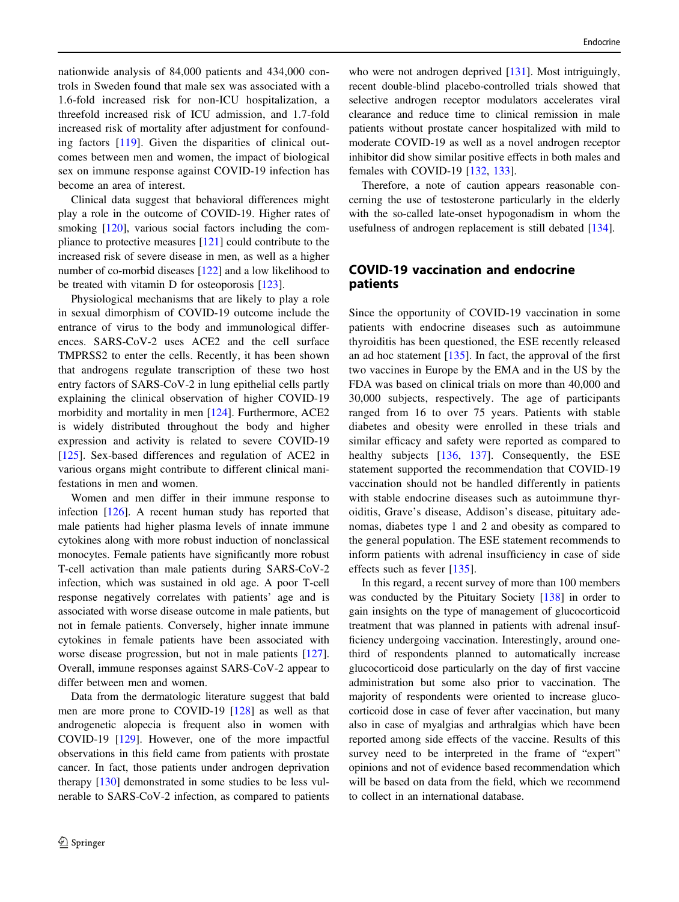nationwide analysis of 84,000 patients and 434,000 controls in Sweden found that male sex was associated with a 1.6-fold increased risk for non-ICU hospitalization, a threefold increased risk of ICU admission, and 1.7-fold increased risk of mortality after adjustment for confounding factors [119]. Given the disparities of clinical outcomes between men and women, the impact of biological sex on immune response against COVID-19 infection has become an area of interest.

Clinical data suggest that behavioral differences might play a role in the outcome of COVID-19. Higher rates of smoking [120], various social factors including the compliance to protective measures [121] could contribute to the increased risk of severe disease in men, as well as a higher number of co-morbid diseases [122] and a low likelihood to be treated with vitamin D for osteoporosis [123].

Physiological mechanisms that are likely to play a role in sexual dimorphism of COVID-19 outcome include the entrance of virus to the body and immunological differences. SARS-CoV-2 uses ACE2 and the cell surface TMPRSS2 to enter the cells. Recently, it has been shown that androgens regulate transcription of these two host entry factors of SARS-CoV-2 in lung epithelial cells partly explaining the clinical observation of higher COVID-19 morbidity and mortality in men [124]. Furthermore, ACE2 is widely distributed throughout the body and higher expression and activity is related to severe COVID-19 [125]. Sex-based differences and regulation of ACE2 in various organs might contribute to different clinical manifestations in men and women.

Women and men differ in their immune response to infection [126]. A recent human study has reported that male patients had higher plasma levels of innate immune cytokines along with more robust induction of nonclassical monocytes. Female patients have significantly more robust T-cell activation than male patients during SARS-CoV-2 infection, which was sustained in old age. A poor T-cell response negatively correlates with patients' age and is associated with worse disease outcome in male patients, but not in female patients. Conversely, higher innate immune cytokines in female patients have been associated with worse disease progression, but not in male patients [127]. Overall, immune responses against SARS-CoV-2 appear to differ between men and women.

Data from the dermatologic literature suggest that bald men are more prone to COVID-19 [128] as well as that androgenetic alopecia is frequent also in women with COVID-19 [129]. However, one of the more impactful observations in this field came from patients with prostate cancer. In fact, those patients under androgen deprivation therapy [130] demonstrated in some studies to be less vulnerable to SARS-CoV-2 infection, as compared to patients who were not androgen deprived [131]. Most intriguingly, recent double-blind placebo-controlled trials showed that selective androgen receptor modulators accelerates viral clearance and reduce time to clinical remission in male patients without prostate cancer hospitalized with mild to moderate COVID-19 as well as a novel androgen receptor inhibitor did show similar positive effects in both males and females with COVID-19 [132, 133].

Therefore, a note of caution appears reasonable concerning the use of testosterone particularly in the elderly with the so-called late-onset hypogonadism in whom the usefulness of androgen replacement is still debated [134].

## COVID-19 vaccination and endocrine patients

Since the opportunity of COVID-19 vaccination in some patients with endocrine diseases such as autoimmune thyroiditis has been questioned, the ESE recently released an ad hoc statement [135]. In fact, the approval of the first two vaccines in Europe by the EMA and in the US by the FDA was based on clinical trials on more than 40,000 and 30,000 subjects, respectively. The age of participants ranged from 16 to over 75 years. Patients with stable diabetes and obesity were enrolled in these trials and similar efficacy and safety were reported as compared to healthy subjects [136, 137]. Consequently, the ESE statement supported the recommendation that COVID-19 vaccination should not be handled differently in patients with stable endocrine diseases such as autoimmune thyroiditis, Grave's disease, Addison's disease, pituitary adenomas, diabetes type 1 and 2 and obesity as compared to the general population. The ESE statement recommends to inform patients with adrenal insufficiency in case of side effects such as fever [135].

In this regard, a recent survey of more than 100 members was conducted by the Pituitary Society [138] in order to gain insights on the type of management of glucocorticoid treatment that was planned in patients with adrenal insufficiency undergoing vaccination. Interestingly, around one-third of respondents planned to automatically increase glucocorticoid dose particularly on the day of first vaccine administration but some also prior to vaccination. The majority of respondents were oriented to increase glucocorticoid dose in case of fever after vaccination, but many also in case of myalgias and arthralgias which have been reported among side effects of the vaccine. Results of this survey need to be interpreted in the frame of "expert" opinions and not of evidence based recommendation which will be based on data from the field, which we recommend to collect in an international database.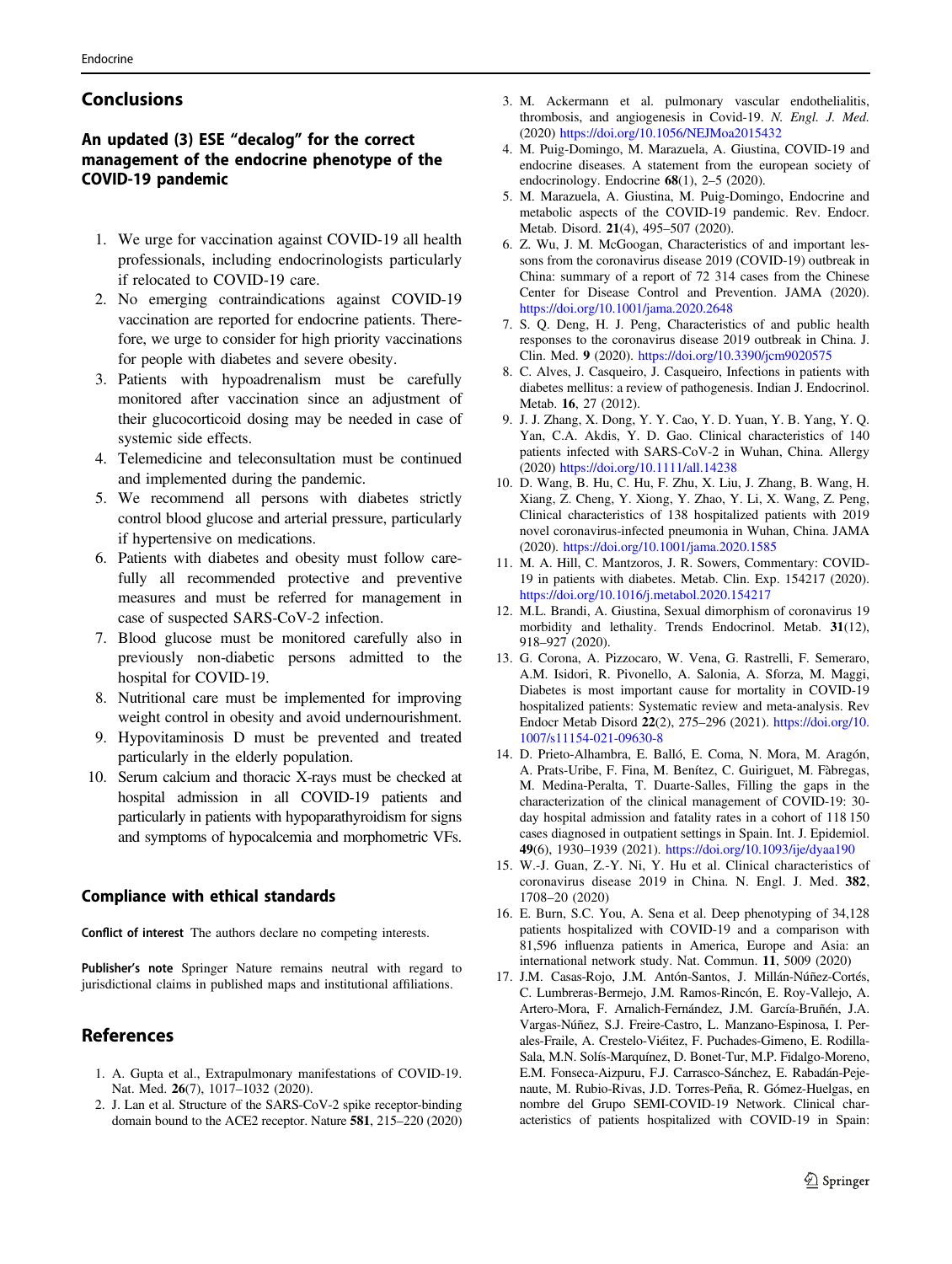## Conclusions

### An updated (3) ESE "decalog" for the correct management of the endocrine phenotype of the COVID-19 pandemic

1. We urge for vaccination against COVID-19 all health professionals, including endocrinologists particularly if relocated to COVID-19 care.
2. No emerging contraindications against COVID-19 vaccination are reported for endocrine patients. Therefore, we urge to consider for high priority vaccinations for people with diabetes and severe obesity.
3. Patients with hypoadrenalism must be carefully monitored after vaccination since an adjustment of their glucocorticoid dosing may be needed in case of systemic side effects.
4. Telemedicine and teleconsultation must be continued and implemented during the pandemic.
5. We recommend all persons with diabetes strictly control blood glucose and arterial pressure, particularly if hypertensive on medications.
6. Patients with diabetes and obesity must follow carefully all recommended protective and preventive measures and must be referred for management in case of suspected SARS-CoV-2 infection.
7. Blood glucose must be monitored carefully also in previously non-diabetic persons admitted to the hospital for COVID-19.
8. Nutritional care must be implemented for improving weight control in obesity and avoid undernourishment.
9. Hypovitaminosis D must be prevented and treated particularly in the elderly population.
10. Serum calcium and thoracic X-rays must be checked at hospital admission in all COVID-19 patients and particularly in patients with hypoparathyroidism for signs and symptoms of hypocalcemia and morphometric VFs.

## Compliance with ethical standards

**Conflict of interest** The authors declare no competing interests.

**Publisher's note** Springer Nature remains neutral with regard to jurisdictional claims in published maps and institutional affiliations.

## References

1. A. Gupta et al., Extrapulmonary manifestations of COVID-19. Nat. Med. **26**(7), 1017–1032 (2020).
2. J. Lan et al. Structure of the SARS-CoV-2 spike receptor-binding domain bound to the ACE2 receptor. Nature **581**, 215–220 (2020)
3. M. Ackermann et al. pulmonary vascular endothelialitis, thrombosis, and angiogenesis in Covid-19. N. Engl. J. Med. (2020) https://doi.org/10.1056/NEJMoa2015432
4. M. Puig-Domingo, M. Marazuela, A. Giustina, COVID-19 and endocrine diseases. A statement from the european society of endocrinology. Endocrine **68**(1), 2–5 (2020).
5. M. Marazuela, A. Giustina, M. Puig-Domingo, Endocrine and metabolic aspects of the COVID-19 pandemic. Rev. Endocr. Metab. Disord. **21**(4), 495–507 (2020).
6. Z. Wu, J. M. McGoogan, Characteristics of and important lessons from the coronavirus disease 2019 (COVID-19) outbreak in China: summary of a report of 72 314 cases from the Chinese Center for Disease Control and Prevention. JAMA (2020). https://doi.org/10.1001/jama.2020.2648
7. S. Q. Deng, H. J. Peng, Characteristics of and public health responses to the coronavirus disease 2019 outbreak in China. J. Clin. Med. **9** (2020). https://doi.org/10.3390/jcm9020575
8. C. Alves, J. Casqueiro, J. Casqueiro, Infections in patients with diabetes mellitus: a review of pathogenesis. Indian J. Endocrinol. Metab. **16**, 27 (2012).
9. J. J. Zhang, X. Dong, Y. Y. Cao, Y. D. Yuan, Y. B. Yang, Y. Q. Yan, C.A. Akdis, Y. D. Gao. Clinical characteristics of 140 patients infected with SARS-CoV-2 in Wuhan, China. Allergy (2020) https://doi.org/10.1111/all.14238
10. D. Wang, B. Hu, C. Hu, F. Zhu, X. Liu, J. Zhang, B. Wang, H. Xiang, Z. Cheng, Y. Xiong, Y. Zhao, Y. Li, X. Wang, Z. Peng, Clinical characteristics of 138 hospitalized patients with 2019 novel coronavirus-infected pneumonia in Wuhan, China. JAMA (2020). https://doi.org/10.1001/jama.2020.1585
11. M. A. Hill, C. Mantzoros, J. R. Sowers, Commentary: COVID-19 in patients with diabetes. Metab. Clin. Exp. 154217 (2020). https://doi.org/10.1016/j.metabol.2020.154217
12. M.L. Brandi, A. Giustina, Sexual dimorphism of coronavirus 19 morbidity and lethality. Trends Endocrinol. Metab. **31**(12), 918–927 (2020).
13. G. Corona, A. Pizzocaro, W. Vena, G. Rastrelli, F. Semeraro, A.M. Isidori, R. Pivonello, A. Salonia, A. Sforza, M. Maggi, Diabetes is most important cause for mortality in COVID-19 hospitalized patients: Systematic review and meta-analysis. Rev Endocr Metab Disord **22**(2), 275–296 (2021). https://doi.org/10.1007/s11154-021-09630-8
14. D. Prieto-Alhambra, E. Balló, E. Coma, N. Mora, M. Aragón, A. Prats-Uribe, F. Fina, M. Benítez, C. Guiriguet, M. Fàbregas, M. Medina-Peralta, T. Duarte-Salles, Filling the gaps in the characterization of the clinical management of COVID-19: 30-day hospital admission and fatality rates in a cohort of 118 150 cases diagnosed in outpatient settings in Spain. Int. J. Epidemiol. **49**(6), 1930–1939 (2021). https://doi.org/10.1093/ije/dyaa190
15. W.-J. Guan, Z.-Y. Ni, Y. Hu et al. Clinical characteristics of coronavirus disease 2019 in China. N. Engl. J. Med. **382**, 1708–20 (2020)
16. E. Burn, S.C. You, A. Sena et al. Deep phenotyping of 34,128 patients hospitalized with COVID-19 and a comparison with 81,596 influenza patients in America, Europe and Asia: an international network study. Nat. Commun. **11**, 5009 (2020)
17. J.M. Casas-Rojo, J.M. Antón-Santos, J. Millán-Núñez-Cortés, C. Lumbreras-Bermejo, J.M. Ramos-Rincón, E. Roy-Vallejo, A. Artero-Mora, F. Arnalich-Fernández, J.M. García-Bruñén, J.A. Vargas-Núñez, S.J. Freire-Castro, L. Manzano-Espinosa, I. Perales-Fraile, A. Crestelo-Viéitez, F. Puchades-Gimeno, E. Rodilla-Sala, M.N. Solís-Marquínez, D. Bonet-Tur, M.P. Fidalgo-Moreno, E.M. Fonseca-Aizpuru, F.J. Carrasco-Sánchez, E. Rabadán-Pejenaute, M. Rubio-Rivas, J.D. Torres-Peña, R. Gómez-Huelgas, en nombre del Grupo SEMI-COVID-19 Network. Clinical characteristics of patients hospitalized with COVID-19 in Spain: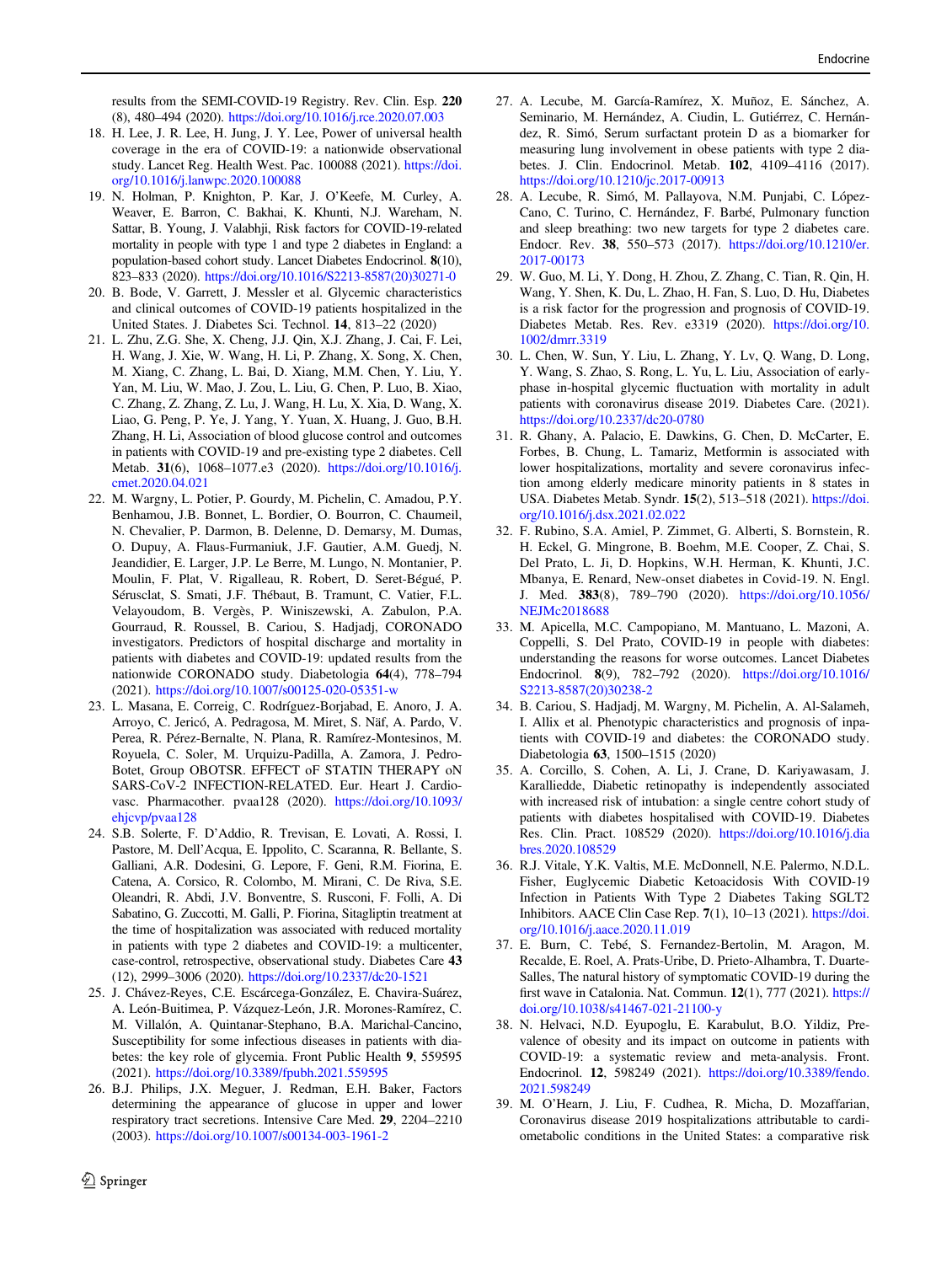results from the SEMI-COVID-19 Registry. Rev. Clin. Esp. **220** (8), 480–494 (2020). https://doi.org/10.1016/j.rce.2020.07.003

18. H. Lee, J. R. Lee, H. Jung, J. Y. Lee, Power of universal health coverage in the era of COVID-19: a nationwide observational study. Lancet Reg. Health West. Pac. 100088 (2021). https://doi.org/10.1016/j.lanwpc.2020.100088
19. N. Holman, P. Knighton, P. Kar, J. O'Keefe, M. Curley, A. Weaver, E. Barron, C. Bakhai, K. Khunti, N.J. Wareham, N. Sattar, B. Young, J. Valabhji, Risk factors for COVID-19-related mortality in people with type 1 and type 2 diabetes in England: a population-based cohort study. Lancet Diabetes Endocrinol. **8**(10), 823–833 (2020). https://doi.org/10.1016/S2213-8587(20)30271-0
20. B. Bode, V. Garrett, J. Messler et al. Glycemic characteristics and clinical outcomes of COVID-19 patients hospitalized in the United States. J. Diabetes Sci. Technol. **14**, 813–22 (2020)
21. L. Zhu, Z.G. She, X. Cheng, J.J. Qin, X.J. Zhang, J. Cai, F. Lei, H. Wang, J. Xie, W. Wang, H. Li, P. Zhang, X. Song, X. Chen, M. Xiang, C. Zhang, L. Bai, D. Xiang, M.M. Chen, Y. Liu, Y. Yan, M. Liu, W. Mao, J. Zou, L. Liu, G. Chen, P. Luo, B. Xiao, C. Zhang, Z. Zhang, Z. Lu, J. Wang, H. Lu, X. Xia, D. Wang, X. Liao, G. Peng, P. Ye, J. Yang, Y. Yuan, X. Huang, J. Guo, B.H. Zhang, H. Li, Association of blood glucose control and outcomes in patients with COVID-19 and pre-existing type 2 diabetes. Cell Metab. **31**(6), 1068–1077.e3 (2020). https://doi.org/10.1016/j.cmet.2020.04.021
22. M. Wargny, L. Potier, P. Gourdy, M. Pichelin, C. Amadou, P.Y. Benhamou, J.B. Bonnet, L. Bordier, O. Bourron, C. Chaumeil, N. Chevalier, P. Darmon, B. Delenne, D. Demarsy, M. Dumas, O. Dupuy, A. Flaus-Furmaniuk, J.F. Gautier, A.M. Guedj, N. Jeandidier, E. Larger, J.P. Le Berre, M. Lungo, N. Montanier, P. Moulin, F. Plat, V. Rigalleau, R. Robert, D. Seret-Bégué, P. Sérusclat, S. Smati, J.F. Thébaut, B. Tramunt, C. Vatier, F.L. Velayoudom, B. Vergès, P. Winiszewski, A. Zabulon, P.A. Gourraud, R. Roussel, B. Cariou, S. Hadjadj, CORONADO investigators. Predictors of hospital discharge and mortality in patients with diabetes and COVID-19: updated results from the nationwide CORONADO study. Diabetologia **64**(4), 778–794 (2021). https://doi.org/10.1007/s00125-020-05351-w
23. L. Masana, E. Correig, C. Rodríguez-Borjabad, E. Anoro, J. A. Arroyo, C. Jericó, A. Pedragosa, M. Miret, S. Näf, A. Pardo, V. Perea, R. Pérez-Bernalte, N. Plana, R. Ramírez-Montesinos, M. Royuela, C. Soler, M. Urquizu-Padilla, A. Zamora, J. Pedro-Botet, Group OBOTSR. EFFECT oF STATIN THERAPY oN SARS-CoV-2 INFECTION-RELATED. Eur. Heart J. Cardiovasc. Pharmacother. pvaa128 (2020). https://doi.org/10.1093/ehjcvp/pvaa128
24. S.B. Solerte, F. D'Addio, R. Trevisan, E. Lovati, A. Rossi, I. Pastore, M. Dell'Acqua, E. Ippolito, C. Scaranna, R. Bellante, S. Galliani, A.R. Dodesini, G. Lepore, F. Geni, R.M. Fiorina, E. Catena, A. Corsico, R. Colombo, M. Mirani, C. De Riva, S.E. Oleandri, R. Abdi, J.V. Bonventre, S. Rusconi, F. Folli, A. Di Sabatino, G. Zuccotti, M. Galli, P. Fiorina, Sitagliptin treatment at the time of hospitalization was associated with reduced mortality in patients with type 2 diabetes and COVID-19: a multicenter, case-control, retrospective, observational study. Diabetes Care **43** (12), 2999–3006 (2020). https://doi.org/10.2337/dc20-1521
25. J. Chávez-Reyes, C.E. Escárcega-González, E. Chavira-Suárez, A. León-Buitimea, P. Vázquez-León, J.R. Morones-Ramírez, C. M. Villalón, A. Quintanar-Stephano, B.A. Marichal-Cancino, Susceptibility for some infectious diseases in patients with diabetes: the key role of glycemia. Front Public Health **9**, 559595 (2021). https://doi.org/10.3389/fpubh.2021.559595
26. B.J. Philips, J.X. Meguer, J. Redman, E.H. Baker, Factors determining the appearance of glucose in upper and lower respiratory tract secretions. Intensive Care Med. **29**, 2204–2210 (2003). https://doi.org/10.1007/s00134-003-1961-2
27. A. Lecube, M. García-Ramírez, X. Muñoz, E. Sánchez, A. Seminario, M. Hernández, A. Ciudin, L. Gutiérrez, C. Hernández, R. Simó, Serum surfactant protein D as a biomarker for measuring lung involvement in obese patients with type 2 diabetes. J. Clin. Endocrinol. Metab. **102**, 4109–4116 (2017). https://doi.org/10.1210/jc.2017-00913
28. A. Lecube, R. Simó, M. Pallayova, N.M. Punjabi, C. López-Cano, C. Turino, C. Hernández, F. Barbé, Pulmonary function and sleep breathing: two new targets for type 2 diabetes care. Endocr. Rev. **38**, 550–573 (2017). https://doi.org/10.1210/er.2017-00173
29. W. Guo, M. Li, Y. Dong, H. Zhou, Z. Zhang, C. Tian, R. Qin, H. Wang, Y. Shen, K. Du, L. Zhao, H. Fan, S. Luo, D. Hu, Diabetes is a risk factor for the progression and prognosis of COVID-19. Diabetes Metab. Res. Rev. e3319 (2020). https://doi.org/10.1002/dmrr.3319
30. L. Chen, W. Sun, Y. Liu, L. Zhang, Y. Lv, Q. Wang, D. Long, Y. Wang, S. Zhao, S. Rong, L. Yu, L. Liu, Association of early-phase in-hospital glycemic fluctuation with mortality in adult patients with coronavirus disease 2019. Diabetes Care. (2021). https://doi.org/10.2337/dc20-0780
31. R. Ghany, A. Palacio, E. Dawkins, G. Chen, D. McCarter, E. Forbes, B. Chung, L. Tamariz, Metformin is associated with lower hospitalizations, mortality and severe coronavirus infection among elderly medicare minority patients in 8 states in USA. Diabetes Metab. Syndr. **15**(2), 513–518 (2021). https://doi.org/10.1016/j.dsx.2021.02.022
32. F. Rubino, S.A. Amiel, P. Zimmet, G. Alberti, S. Bornstein, R. H. Eckel, G. Mingrone, B. Boehm, M.E. Cooper, Z. Chai, S. Del Prato, L. Ji, D. Hopkins, W.H. Herman, K. Khunti, J.C. Mbanya, E. Renard, New-onset diabetes in Covid-19. N. Engl. J. Med. **383**(8), 789–790 (2020). https://doi.org/10.1056/NEJMc2018688
33. M. Apicella, M.C. Campopiano, M. Mantuano, L. Mazoni, A. Coppelli, S. Del Prato, COVID-19 in people with diabetes: understanding the reasons for worse outcomes. Lancet Diabetes Endocrinol. **8**(9), 782–792 (2020). https://doi.org/10.1016/S2213-8587(20)30238-2
34. B. Cariou, S. Hadjadj, M. Wargny, M. Pichelin, A. Al-Salameh, I. Allix et al. Phenotypic characteristics and prognosis of inpatients with COVID-19 and diabetes: the CORONADO study. Diabetologia **63**, 1500–1515 (2020)
35. A. Corcillo, S. Cohen, A. Li, J. Crane, D. Kariyawasam, J. Karalliedde, Diabetic retinopathy is independently associated with increased risk of intubation: a single centre cohort study of patients with diabetes hospitalised with COVID-19. Diabetes Res. Clin. Pract. 108529 (2020). https://doi.org/10.1016/j.diabres.2020.108529
36. R.J. Vitale, Y.K. Valtis, M.E. McDonnell, N.E. Palermo, N.D.L. Fisher, Euglycemic Diabetic Ketoacidosis With COVID-19 Infection in Patients With Type 2 Diabetes Taking SGLT2 Inhibitors. AACE Clin Case Rep. **7**(1), 10–13 (2021). https://doi.org/10.1016/j.aace.2020.11.019
37. E. Burn, C. Tebé, S. Fernandez-Bertolin, M. Aragon, M. Recalde, E. Roel, A. Prats-Uribe, D. Prieto-Alhambra, T. Duarte-Salles, The natural history of symptomatic COVID-19 during the first wave in Catalonia. Nat. Commun. **12**(1), 777 (2021). https://doi.org/10.1038/s41467-021-21100-y
38. N. Helvaci, N.D. Eyupoglu, E. Karabulut, B.O. Yildiz, Prevalence of obesity and its impact on outcome in patients with COVID-19: a systematic review and meta-analysis. Front. Endocrinol. **12**, 598249 (2021). https://doi.org/10.3389/fendo.2021.598249
39. M. O'Hearn, J. Liu, F. Cudhea, R. Micha, D. Mozaffarian, Coronavirus disease 2019 hospitalizations attributable to cardiometabolic conditions in the United States: a comparative risk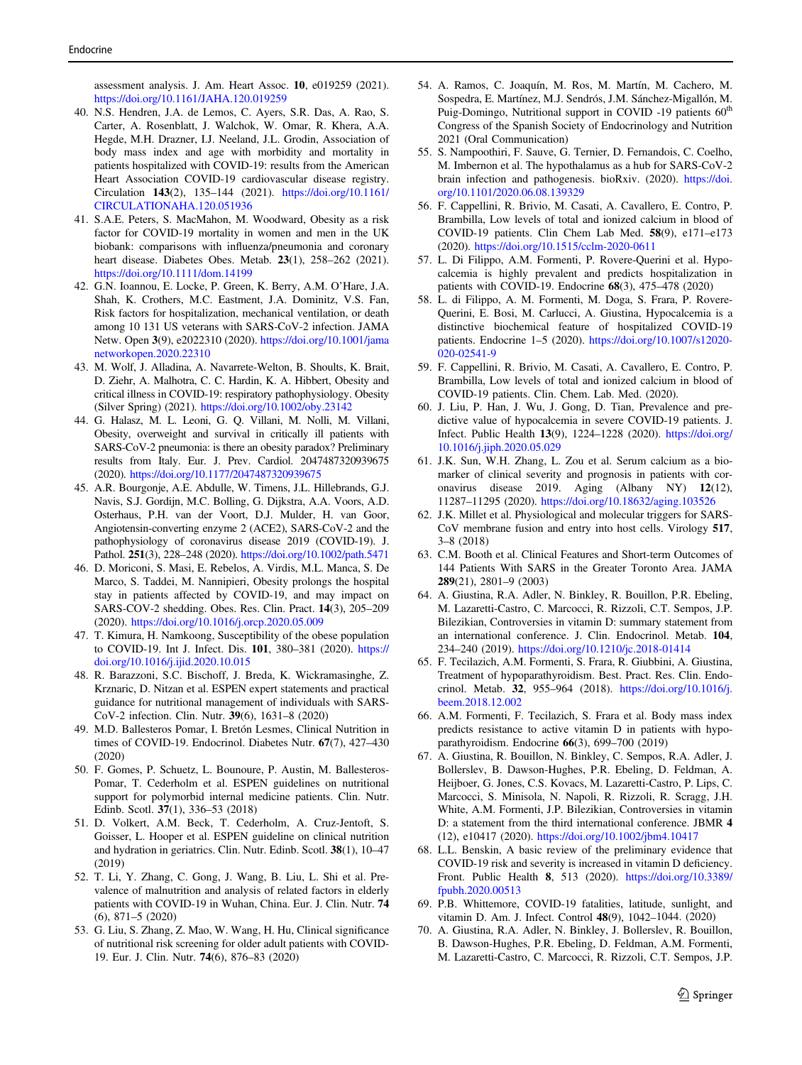assessment analysis. J. Am. Heart Assoc. **10**, e019259 (2021). https://doi.org/10.1161/JAHA.120.019259

40. N.S. Hendren, J.A. de Lemos, C. Ayers, S.R. Das, A. Rao, S. Carter, A. Rosenblatt, J. Walchok, W. Omar, R. Khera, A.A. Hegde, M.H. Drazner, I.J. Neeland, J.L. Grodin, Association of body mass index and age with morbidity and mortality in patients hospitalized with COVID-19: results from the American Heart Association COVID-19 cardiovascular disease registry. Circulation **143**(2), 135–144 (2021). https://doi.org/10.1161/CIRCULATIONAHA.120.051936
41. S.A.E. Peters, S. MacMahon, M. Woodward, Obesity as a risk factor for COVID-19 mortality in women and men in the UK biobank: comparisons with influenza/pneumonia and coronary heart disease. Diabetes Obes. Metab. **23**(1), 258–262 (2021). https://doi.org/10.1111/dom.14199
42. G.N. Ioannou, E. Locke, P. Green, K. Berry, A.M. O'Hare, J.A. Shah, K. Crothers, M.C. Eastment, J.A. Dominitz, V.S. Fan, Risk factors for hospitalization, mechanical ventilation, or death among 10 131 US veterans with SARS-CoV-2 infection. JAMA Netw. Open **3**(9), e2022310 (2020). https://doi.org/10.1001/jamanetworkopen.2020.22310
43. M. Wolf, J. Alladina, A. Navarrete-Welton, B. Shoults, K. Brait, D. Ziehr, A. Malhotra, C. C. Hardin, K. A. Hibbert, Obesity and critical illness in COVID-19: respiratory pathophysiology. Obesity (Silver Spring) (2021). https://doi.org/10.1002/oby.23142
44. G. Halasz, M. L. Leoni, G. Q. Villani, M. Nolli, M. Villani, Obesity, overweight and survival in critically ill patients with SARS-CoV-2 pneumonia: is there an obesity paradox? Preliminary results from Italy. Eur. J. Prev. Cardiol. 2047487320939675 (2020). https://doi.org/10.1177/2047487320939675
45. A.R. Bourgonje, A.E. Abdulle, W. Timens, J.L. Hillebrands, G.J. Navis, S.J. Gordijn, M.C. Bolling, G. Dijkstra, A.A. Voors, A.D. Osterhaus, P.H. van der Voort, D.J. Mulder, H. van Goor, Angiotensin-converting enzyme 2 (ACE2), SARS-CoV-2 and the pathophysiology of coronavirus disease 2019 (COVID-19). J. Pathol. **251**(3), 228–248 (2020). https://doi.org/10.1002/path.5471
46. D. Moriconi, S. Masi, E. Rebelos, A. Virdis, M.L. Manca, S. De Marco, S. Taddei, M. Nannipieri, Obesity prolongs the hospital stay in patients affected by COVID-19, and may impact on SARS-COV-2 shedding. Obes. Res. Clin. Pract. **14**(3), 205–209 (2020). https://doi.org/10.1016/j.orcp.2020.05.009
47. T. Kimura, H. Namkoong, Susceptibility of the obese population to COVID-19. Int J. Infect. Dis. **101**, 380–381 (2020). https://doi.org/10.1016/j.ijid.2020.10.015
48. R. Barazzoni, S.C. Bischoff, J. Breda, K. Wickramasinghe, Z. Krznaric, D. Nitzan et al. ESPEN expert statements and practical guidance for nutritional management of individuals with SARS-CoV-2 infection. Clin. Nutr. **39**(6), 1631–8 (2020)
49. M.D. Ballesteros Pomar, I. Bretón Lesmes, Clinical Nutrition in times of COVID-19. Endocrinol. Diabetes Nutr. **67**(7), 427–430 (2020)
50. F. Gomes, P. Schuetz, L. Bounoure, P. Austin, M. Ballesteros-Pomar, T. Cederholm et al. ESPEN guidelines on nutritional support for polymorbid internal medicine patients. Clin. Nutr. Edinb. Scotl. **37**(1), 336–53 (2018)
51. D. Volkert, A.M. Beck, T. Cederholm, A. Cruz-Jentoft, S. Goisser, L. Hooper et al. ESPEN guideline on clinical nutrition and hydration in geriatrics. Clin. Nutr. Edinb. Scotl. **38**(1), 10–47 (2019)
52. T. Li, Y. Zhang, C. Gong, J. Wang, B. Liu, L. Shi et al. Prevalence of malnutrition and analysis of related factors in elderly patients with COVID-19 in Wuhan, China. Eur. J. Clin. Nutr. **74** (6), 871–5 (2020)
53. G. Liu, S. Zhang, Z. Mao, W. Wang, H. Hu, Clinical significance of nutritional risk screening for older adult patients with COVID-19. Eur. J. Clin. Nutr. **74**(6), 876–83 (2020)
54. A. Ramos, C. Joaquín, M. Ros, M. Martín, M. Cachero, M. Sospedra, E. Martínez, M.J. Sendrós, J.M. Sánchez-Migallón, M. Puig-Domingo, Nutritional support in COVID -19 patients 60th Congress of the Spanish Society of Endocrinology and Nutrition 2021 (Oral Communication)
55. S. Nampoothiri, F. Sauve, G. Ternier, D. Fernandois, C. Coelho, M. Imbernon et al. The hypothalamus as a hub for SARS-CoV-2 brain infection and pathogenesis. bioRxiv. (2020). https://doi.org/10.1101/2020.06.08.139329
56. F. Cappellini, R. Brivio, M. Casati, A. Cavallero, E. Contro, P. Brambilla, Low levels of total and ionized calcium in blood of COVID-19 patients. Clin Chem Lab Med. **58**(9), e171–e173 (2020). https://doi.org/10.1515/cclm-2020-0611
57. L. Di Filippo, A.M. Formenti, P. Rovere-Querini et al. Hypocalcemia is highly prevalent and predicts hospitalization in patients with COVID-19. Endocrine **68**(3), 475–478 (2020)
58. L. di Filippo, A. M. Formenti, M. Doga, S. Frara, P. Rovere-Querini, E. Bosi, M. Carlucci, A. Giustina, Hypocalcemia is a distinctive biochemical feature of hospitalized COVID-19 patients. Endocrine 1–5 (2020). https://doi.org/10.1007/s12020-020-02541-9
59. F. Cappellini, R. Brivio, M. Casati, A. Cavallero, E. Contro, P. Brambilla, Low levels of total and ionized calcium in blood of COVID-19 patients. Clin. Chem. Lab. Med. (2020).
60. J. Liu, P. Han, J. Wu, J. Gong, D. Tian, Prevalence and predictive value of hypocalcemia in severe COVID-19 patients. J. Infect. Public Health **13**(9), 1224–1228 (2020). https://doi.org/10.1016/j.jiph.2020.05.029
61. J.K. Sun, W.H. Zhang, L. Zou et al. Serum calcium as a biomarker of clinical severity and prognosis in patients with coronavirus disease 2019. Aging (Albany NY) **12**(12), 11287–11295 (2020). https://doi.org/10.18632/aging.103526
62. J.K. Millet et al. Physiological and molecular triggers for SARS-CoV membrane fusion and entry into host cells. Virology **517**, 3–8 (2018)
63. C.M. Booth et al. Clinical Features and Short-term Outcomes of 144 Patients With SARS in the Greater Toronto Area. JAMA **289**(21), 2801–9 (2003)
64. A. Giustina, R.A. Adler, N. Binkley, R. Bouillon, P.R. Ebeling, M. Lazaretti-Castro, C. Marcocci, R. Rizzoli, C.T. Sempos, J.P. Bilezikian, Controversies in vitamin D: summary statement from an international conference. J. Clin. Endocrinol. Metab. **104**, 234–240 (2019). https://doi.org/10.1210/jc.2018-01414
65. F. Tecilazich, A.M. Formenti, S. Frara, R. Giubbini, A. Giustina, Treatment of hypoparathyroidism. Best. Pract. Res. Clin. Endocrinol. Metab. **32**, 955–964 (2018). https://doi.org/10.1016/j.beem.2018.12.002
66. A.M. Formenti, F. Tecilazich, S. Frara et al. Body mass index predicts resistance to active vitamin D in patients with hypoparathyroidism. Endocrine **66**(3), 699–700 (2019)
67. A. Giustina, R. Bouillon, N. Binkley, C. Sempos, R.A. Adler, J. Bollerslev, B. Dawson-Hughes, P.R. Ebeling, D. Feldman, A. Heijboer, G. Jones, C.S. Kovacs, M. Lazaretti-Castro, P. Lips, C. Marcocci, S. Minisola, N. Napoli, R. Rizzoli, R. Scragg, J.H. White, A.M. Formenti, J.P. Bilezikian, Controversies in vitamin D: a statement from the third international conference. JBMR **4** (12), e10417 (2020). https://doi.org/10.1002/jbm4.10417
68. L.L. Benskin, A basic review of the preliminary evidence that COVID-19 risk and severity is increased in vitamin D deficiency. Front. Public Health **8**, 513 (2020). https://doi.org/10.3389/fpubh.2020.00513
69. P.B. Whittemore, COVID-19 fatalities, latitude, sunlight, and vitamin D. Am. J. Infect. Control **48**(9), 1042–1044. (2020)
70. A. Giustina, R.A. Adler, N. Binkley, J. Bollerslev, R. Bouillon, B. Dawson-Hughes, P.R. Ebeling, D. Feldman, A.M. Formenti, M. Lazaretti-Castro, C. Marcocci, R. Rizzoli, C.T. Sempos, J.P.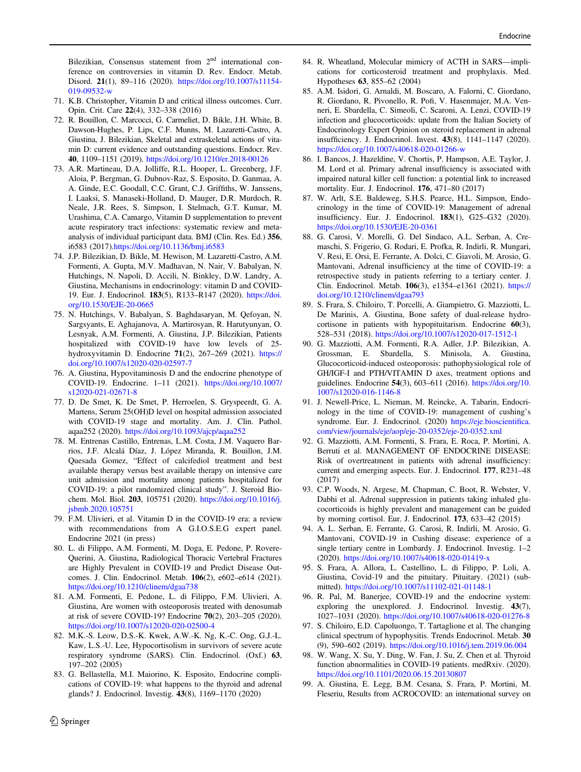Bilezikian, Consensus statement from 2nd international conference on controversies in vitamin D. Rev. Endocr. Metab. Disord. **21**(1), 89–116 (2020). https://doi.org/10.1007/s11154-019-09532-w

71. K.B. Christopher, Vitamin D and critical illness outcomes. Curr. Opin. Crit. Care **22**(4), 332–338 (2016)
72. R. Bouillon, C. Marcocci, G. Carmeliet, D. Bikle, J.H. White, B. Dawson-Hughes, P. Lips, C.F. Munns, M. Lazaretti-Castro, A. Giustina, J. Bilezikian, Skeletal and extraskeletal actions of vitamin D: current evidence and outstanding questions. Endocr. Rev. **40**, 1109–1151 (2019). https://doi.org/10.1210/er.2018-00126
73. A.R. Martineau, D.A. Jolliffe, R.L. Hooper, L. Greenberg, J.F. Aloia, P. Bergman, G. Dubnov-Raz, S. Esposito, D. Ganmaa, A. A. Ginde, E.C. Goodall, C.C. Grant, C.J. Griffiths, W. Janssens, I. Laaksi, S. Manaseki-Holland, D. Mauger, D.R. Murdoch, R. Neale, J.R. Rees, S. Simpson, I. Stelmach, G.T. Kumar, M. Urashima, C.A. Camargo, Vitamin D supplementation to prevent acute respiratory tract infections: systematic review and meta-analysis of individual participant data. BMJ (Clin. Res. Ed.) **356**, i6583 (2017).https://doi.org/10.1136/bmj.i6583
74. J.P. Bilezikian, D. Bikle, M. Hewison, M. Lazaretti-Castro, A.M. Formenti, A. Gupta, M.V. Madhavan, N. Nair, V. Babalyan, N. Hutchings, N. Napoli, D. Accili, N. Binkley, D.W. Landry, A. Giustina, Mechanisms in endocrinology: vitamin D and COVID-19. Eur. J. Endocrinol. **183**(5), R133–R147 (2020). https://doi.org/10.1530/EJE-20-0665
75. N. Hutchings, V. Babalyan, S. Baghdasaryan, M. Qefoyan, N. Sargsyants, E. Aghajanova, A. Martirosyan, R. Harutyunyan, O. Lesnyak, A.M. Formenti, A. Giustina, J.P. Bilezikian, Patients hospitalized with COVID-19 have low levels of 25-hydroxyvitamin D. Endocrine **71**(2), 267–269 (2021). https://doi.org/10.1007/s12020-020-02597-7
76. A. Giustina, Hypovitaminosis D and the endocrine phenotype of COVID-19. Endocrine. 1–11 (2021). https://doi.org/10.1007/s12020-021-02671-8
77. D. De Smet, K. De Smet, P. Herroelen, S. Gryspeerdt, G. A. Martens, Serum 25(OH)D level on hospital admission associated with COVID-19 stage and mortality. Am. J. Clin. Pathol. aqaa252 (2020). https://doi.org/10.1093/ajcp/aqaa252
78. M. Entrenas Castillo, Entrenas, L.M. Costa, J.M. Vaquero Barrios, J.F. Alcalá Díaz, J. López Miranda, R. Bouillon, J.M. Quesada Gomez, "Effect of calcifediol treatment and best available therapy versus best available therapy on intensive care unit admission and mortality among patients hospitalized for COVID-19: a pilot randomized clinical study". J. Steroid Biochem. Mol. Biol. **203**, 105751 (2020). https://doi.org/10.1016/j.jsbmb.2020.105751
79. F.M. Ulivieri, et al. Vitamin D in the COVID-19 era: a review with recommendations from A G.I.O.S.E.G expert panel. Endocrine 2021 (in press)
80. L. di Filippo, A.M. Formenti, M. Doga, E. Pedone, P. Rovere-Querini, A. Giustina, Radiological Thoracic Vertebral Fractures are Highly Prevalent in COVID-19 and Predict Disease Outcomes. J. Clin. Endocrinol. Metab. **106**(2), e602–e614 (2021). https://doi.org/10.1210/clinem/dgaa738
81. A.M. Formenti, E. Pedone, L. di Filippo, F.M. Ulivieri, A. Giustina, Are women with osteoporosis treated with denosumab at risk of severe COVID-19? Endocrine **70**(2), 203–205 (2020). https://doi.org/10.1007/s12020-020-02500-4
82. M.K.-S. Leow, D.S.-K. Kwek, A.W.-K. Ng, K.-C. Ong, G.J.-L. Kaw, L.S.-U. Lee, Hypocortisolism in survivors of severe acute respiratory syndrome (SARS). Clin. Endocrinol. (Oxf.) **63**, 197–202 (2005)
83. G. Bellastella, M.I. Maiorino, K. Esposito, Endocrine complications of COVID-19: what happens to the thyroid and adrenal glands? J. Endocrinol. Investig. **43**(8), 1169–1170 (2020)
84. R. Wheatland, Molecular mimicry of ACTH in SARS—implications for corticosteroid treatment and prophylaxis. Med. Hypotheses **63**, 855–62 (2004)
85. A.M. Isidori, G. Arnaldi, M. Boscaro, A. Falorni, C. Giordano, R. Giordano, R. Pivonello, R. Pofi, V. Hasenmajer, M.A. Venneri, E. Sbardella, C. Simeoli, C. Scaroni, A. Lenzi, COVID-19 infection and glucocorticoids: update from the Italian Society of Endocrinology Expert Opinion on steroid replacement in adrenal insufficiency. J. Endocrinol. Invest. **43**(8), 1141–1147 (2020). https://doi.org/10.1007/s40618-020-01266-w
86. I. Bancos, J. Hazeldine, V. Chortis, P. Hampson, A.E. Taylor, J. M. Lord et al. Primary adrenal insufficiency is associated with impaired natural killer cell function: a potential link to increased mortality. Eur. J. Endocrinol. **176**, 471–80 (2017)
87. W. Arlt, S.E. Baldeweg, S.H.S. Pearce, H.L. Simpson, Endocrinology in the time of COVID-19: Management of adrenal insufficiency. Eur. J. Endocrinol. **183**(1), G25–G32 (2020). https://doi.org/10.1530/EJE-20-0361
88. G. Carosi, V. Morelli, G. Del Sindaco, A.L. Serban, A. Cremaschi, S. Frigerio, G. Rodari, E. Profka, R. Indirli, R. Mungari, V. Resi, E. Orsi, E. Ferrante, A. Dolci, C. Giavoli, M. Arosio, G. Mantovani, Adrenal insufficiency at the time of COVID-19: a retrospective study in patients referring to a tertiary center. J. Clin. Endocrinol. Metab. **106**(3), e1354–e1361 (2021). https://doi.org/10.1210/clinem/dgaa793
89. S. Frara, S. Chiloiro, T. Porcelli, A. Giampietro, G. Mazziotti, L. De Marinis, A. Giustina, Bone safety of dual-release hydrocortisone in patients with hypopituitarism. Endocrine **60**(3), 528–531 (2018). https://doi.org/10.1007/s12020-017-1512-1
90. G. Mazziotti, A.M. Formenti, R.A. Adler, J.P. Bilezikian, A. Grossman, E. Sbardella, S. Minisola, A. Giustina, Glucocorticoid-induced osteoporosis: pathophysiological role of GH/IGF-I and PTH/VITAMIN D axes, treatment options and guidelines. Endocrine **54**(3), 603–611 (2016). https://doi.org/10.1007/s12020-016-1146-8
91. J. Newell-Price, L. Nieman, M. Reincke, A. Tabarin, Endocrinology in the time of COVID-19: management of cushing's syndrome. Eur. J. Endocrinol. (2020) https://eje.bioscientifica.com/view/journals/eje/aop/eje-20-0352/eje-20-0352.xml
92. G. Mazziotti, A.M. Formenti, S. Frara, E. Roca, P. Mortini, A. Berruti et al. MANAGEMENT OF ENDOCRINE DISEASE: Risk of overtreatment in patients with adrenal insufficiency: current and emerging aspects. Eur. J. Endocrinol. **177**, R231–48 (2017)
93. C.P. Woods, N. Argese, M. Chapman, C. Boot, R. Webster, V. Dabhi et al. Adrenal suppression in patients taking inhaled glucocorticoids is highly prevalent and management can be guided by morning cortisol. Eur. J. Endocrinol. **173**, 633–42 (2015)
94. A. L. Serban, E. Ferrante, G. Carosi, R. Indirli, M. Arosio, G. Mantovani, COVID-19 in Cushing disease: experience of a single tertiary centre in Lombardy. J. Endocrinol. Investig. 1–2 (2020). https://doi.org/10.1007/s40618-020-01419-x
95. S. Frara, A. Allora, L. Castellino, L. di Filippo, P. Loli, A. Giustina, Covid-19 and the pituitary. Pituitary. (2021) (submitted). https://doi.org/10.1007/s11102-021-01148-1
96. R. Pal, M. Banerjee, COVID-19 and the endocrine system: exploring the unexplored. J. Endocrinol. Investig. **43**(7), 1027–1031 (2020). https://doi.org/10.1007/s40618-020-01276-8
97. S. Chiloiro, E.D. Capoluongo, T. Tartaglione et al. The changing clinical spectrum of hypophysitis. Trends Endocrinol. Metab. **30** (9), 590–602 (2019). https://doi.org/10.1016/j.tem.2019.06.004
98. W. Wang, X. Su, Y. Ding, W. Fan, J. Su, Z. Chen et al. Thyroid function abnormalities in COVID-19 patients. medRxiv. (2020). https://doi.org/10.1101/2020.06.15.20130807
99. A. Giustina, E. Legg, B.M. Cesana, S. Frara, P. Mortini, M. Fleseriu, Results from ACROCOVID: an international survey on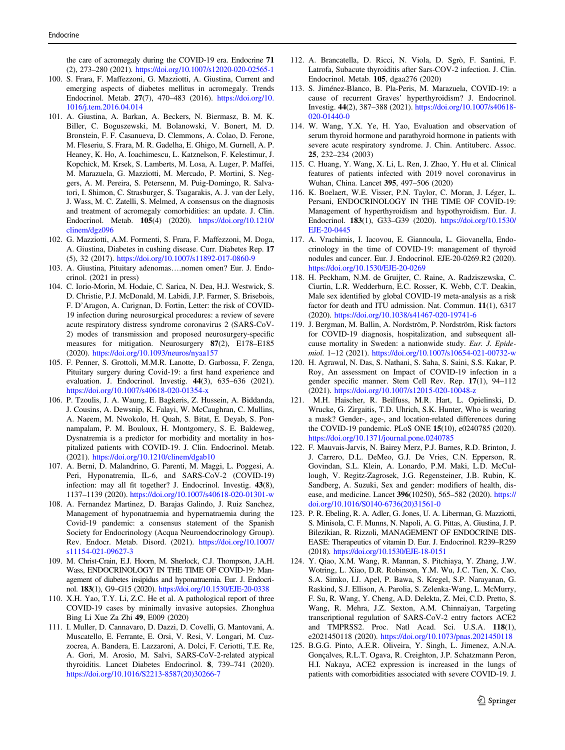the care of acromegaly during the COVID-19 era. Endocrine **71** (2), 273–280 (2021). https://doi.org/10.1007/s12020-020-02565-1

100. S. Frara, F. Maffezzoni, G. Mazziotti, A. Giustina, Current and emerging aspects of diabetes mellitus in acromegaly. Trends Endocrinol. Metab. **27**(7), 470–483 (2016). https://doi.org/10.1016/j.tem.2016.04.014
101. A. Giustina, A. Barkan, A. Beckers, N. Biermasz, B. M. K. Biller, C. Boguszewski, M. Bolanowski, V. Bonert, M. D. Bronstein, F. F. Casanueva, D. Clemmons, A. Colao, D. Ferone, M. Fleseriu, S. Frara, M. R. Gadelha, E. Ghigo, M. Gurnell, A. P. Heaney, K. Ho, A. Ioachimescu, L. Katznelson, F. Kelestimur, J. Kopchick, M. Krsek, S. Lamberts, M. Losa, A. Luger, P. Maffei, M. Marazuela, G. Mazziotti, M. Mercado, P. Mortini, S. Neggers, A. M. Pereira, S. Petersenn, M. Puig-Domingo, R. Salvatori, I. Shimon, C. Strasburger, S. Tsagarakis, A. J. van der Lely, J. Wass, M. C. Zatelli, S. Melmed, A consensus on the diagnosis and treatment of acromegaly comorbidities: an update. J. Clin. Endocrinol. Metab. **105**(4) (2020). https://doi.org/10.1210/clinem/dgz096
102. G. Mazziotti, A.M. Formenti, S. Frara, F. Maffezzoni, M. Doga, A. Giustina, Diabetes in cushing disease. Curr. Diabetes Rep. **17** (5), 32 (2017). https://doi.org/10.1007/s11892-017-0860-9
103. A. Giustina, Pituitary adenomas….nomen omen? Eur. J. Endocrinol. (2021 in press)
104. C. Iorio-Morin, M. Hodaie, C. Sarica, N. Dea, H.J. Westwick, S. D. Christie, P.J. McDonald, M. Labidi, J.P. Farmer, S. Brisebois, F. D'Aragon, A. Carignan, D. Fortin, Letter: the risk of COVID-19 infection during neurosurgical procedures: a review of severe acute respiratory distress syndrome coronavirus 2 (SARS-CoV-2) modes of transmission and proposed neurosurgery-specific measures for mitigation. Neurosurgery **87**(2), E178–E185 (2020). https://doi.org/10.1093/neuros/nyaa157
105. F. Penner, S. Grottoli, M.M.R. Lanotte, D. Garbossa, F. Zenga, Pituitary surgery during Covid-19: a first hand experience and evaluation. J. Endocrinol. Investig. **44**(3), 635–636 (2021). https://doi.org/10.1007/s40618-020-01354-x
106. P. Tzoulis, J. A. Waung, E. Bagkeris, Z. Hussein, A. Biddanda, J. Cousins, A. Dewsnip, K. Falayi, W. McCaughran, C. Mullins, A. Naeem, M. Nwokolo, H. Quah, S. Bitat, E. Deyab, S. Ponnampalam, P. M. Bouloux, H. Montgomery, S. E. Baldeweg, Dysnatremia is a predictor for morbidity and mortality in hospitalized patients with COVID-19. J. Clin. Endocrinol. Metab. (2021). https://doi.org/10.1210/clinem/dgab10
107. A. Berni, D. Malandrino, G. Parenti, M. Maggi, L. Poggesi, A. Peri, Hyponatremia, IL-6, and SARS-CoV-2 (COVID-19) infection: may all fit together? J. Endocrinol. Investig. **43**(8), 1137–1139 (2020). https://doi.org/10.1007/s40618-020-01301-w
108. A. Fernandez Martinez, D. Barajas Galindo, J. Ruiz Sanchez, Management of hyponatraemia and hypernatraemia during the Covid-19 pandemic: a consensus statement of the Spanish Society for Endocrinology (Acqua Neuroendocrinology Group). Rev. Endocr. Metab. Disord. (2021). https://doi.org/10.1007/s11154-021-09627-3
109. M. Christ-Crain, E.J. Hoorn, M. Sherlock, C.J. Thompson, J.A.H. Wass, ENDOCRINOLOGY IN THE TIME OF COVID-19: Management of diabetes insipidus and hyponatraemia. Eur. J. Endocrinol. **183**(1), G9–G15 (2020). https://doi.org/10.1530/EJE-20-0338
110. X.H. Yao, T.Y. Li, Z.C. He et al. A pathological report of three COVID-19 cases by minimally invasive autopsies. Zhonghua Bing Li Xue Za Zhi **49**, E009 (2020)
111. I. Muller, D. Cannavaro, D. Dazzi, D. Covelli, G. Mantovani, A. Muscatello, E. Ferrante, E. Orsi, V. Resi, V. Longari, M. Cuzzocrea, A. Bandera, E. Lazzaroni, A. Dolci, F. Ceriotti, T.E. Re, A. Gori, M. Arosio, M. Salvi, SARS-CoV-2-related atypical thyroiditis. Lancet Diabetes Endocrinol. **8**, 739–741 (2020). https://doi.org/10.1016/S2213-8587(20)30266-7
112. A. Brancatella, D. Ricci, N. Viola, D. Sgrò, F. Santini, F. Latrofa, Subacute thyroiditis after Sars-COV-2 infection. J. Clin. Endocrinol. Metab. **105**, dgaa276 (2020)
113. S. Jiménez-Blanco, B. Pla-Peris, M. Marazuela, COVID-19: a cause of recurrent Graves' hyperthyroidism? J. Endocrinol. Investig. **44**(2), 387–388 (2021). https://doi.org/10.1007/s40618-020-01440-0
114. W. Wang, Y.X. Ye, H. Yao, Evaluation and observation of serum thyroid hormone and parathyroid hormone in patients with severe acute respiratory syndrome. J. Chin. Antituberc. Assoc. **25**, 232–234 (2003)
115. C. Huang, Y. Wang, X. Li, L. Ren, J. Zhao, Y. Hu et al. Clinical features of patients infected with 2019 novel coronavirus in Wuhan, China. Lancet **395**, 497–506 (2020)
116. K. Boelaert, W.E. Visser, P.N. Taylor, C. Moran, J. Léger, L. Persani, ENDOCRINOLOGY IN THE TIME OF COVID-19: Management of hyperthyroidism and hypothyroidism. Eur. J. Endocrinol. **183**(1), G33–G39 (2020). https://doi.org/10.1530/EJE-20-0445
117. A. Vrachimis, I. Iacovou, E. Giannoula, L. Giovanella, Endocrinology in the time of COVID-19: management of thyroid nodules and cancer. Eur. J. Endocrinol. EJE-20-0269.R2 (2020). https://doi.org/10.1530/EJE-20-0269
118. H. Peckham, N.M. de Gruijter, C. Raine, A. Radziszewska, C. Ciurtin, L.R. Wedderburn, E.C. Rosser, K. Webb, C.T. Deakin, Male sex identified by global COVID-19 meta-analysis as a risk factor for death and ITU admission. Nat. Commun. **11**(1), 6317 (2020). https://doi.org/10.1038/s41467-020-19741-6
119. J. Bergman, M. Ballin, A. Nordström, P. Nordström, Risk factors for COVID-19 diagnosis, hospitalization, and subsequent all-cause mortality in Sweden: a nationwide study. *Eur. J. Epidemiol.* 1–12 (2021). https://doi.org/10.1007/s10654-021-00732-w
120. H. Agrawal, N. Das, S. Nathani, S. Saha, S. Saini, S.S. Kakar, P. Roy, An assessment on Impact of COVID-19 infection in a gender specific manner. Stem Cell Rev. Rep. **17**(1), 94–112 (2021). https://doi.org/10.1007/s12015-020-10048-z
121. M.H. Haischer, R. Beilfuss, M.R. Hart, L. Opielinski, D. Wrucke, G. Zirgaitis, T.D. Uhrich, S.K. Hunter, Who is wearing a mask? Gender-, age-, and location-related differences during the COVID-19 pandemic. PLoS ONE **15**(10), e0240785 (2020). https://doi.org/10.1371/journal.pone.0240785
122. F. Mauvais-Jarvis, N. Bairey Merz, P.J. Barnes, R.D. Brinton, J. J. Carrero, D.L. DeMeo, G.J. De Vries, C.N. Epperson, R. Govindan, S.L. Klein, A. Lonardo, P.M. Maki, L.D. McCullough, V. Regitz-Zagrosek, J.G. Regensteiner, J.B. Rubin, K. Sandberg, A. Suzuki, Sex and gender: modifiers of health, disease, and medicine. Lancet **396**(10250), 565–582 (2020). https://doi.org/10.1016/S0140-6736(20)31561-0
123. P. R. Ebeling, R. A. Adler, G. Jones, U. A. Liberman, G. Mazziotti, S. Minisola, C. F. Munns, N. Napoli, A. G. Pittas, A. Giustina, J. P. Bilezikian, R. Rizzoli, MANAGEMENT OF ENDOCRINE DISEASE: Therapeutics of vitamin D. Eur. J. Endocrinol. R239–R259 (2018). https://doi.org/10.1530/EJE-18-0151
124. Y. Qiao, X.M. Wang, R. Mannan, S. Pitchiaya, Y. Zhang, J.W. Wotring, L. Xiao, D.R. Robinson, Y.M. Wu, J.C. Tien, X. Cao, S.A. Simko, I.J. Apel, P. Bawa, S. Kregel, S.P. Narayanan, G. Raskind, S.J. Ellison, A. Parolia, S. Zelenka-Wang, L. McMurry, F. Su, R. Wang, Y. Cheng, A.D. Delekta, Z. Mei, C.D. Pretto, S. Wang, R. Mehra, J.Z. Sexton, A.M. Chinnaiyan, Targeting transcriptional regulation of SARS-CoV-2 entry factors ACE2 and TMPRSS2. Proc. Natl Acad. Sci. U.S.A. **118**(1), e2021450118 (2020). https://doi.org/10.1073/pnas.2021450118
125. B.G.G. Pinto, A.E.R. Oliveira, Y. Singh, L. Jimenez, A.N.A. Gonçalves, R.L.T. Ogava, R. Creighton, J.P. Schatzmann Peron, H.I. Nakaya, ACE2 expression is increased in the lungs of patients with comorbidities associated with severe COVID-19. J.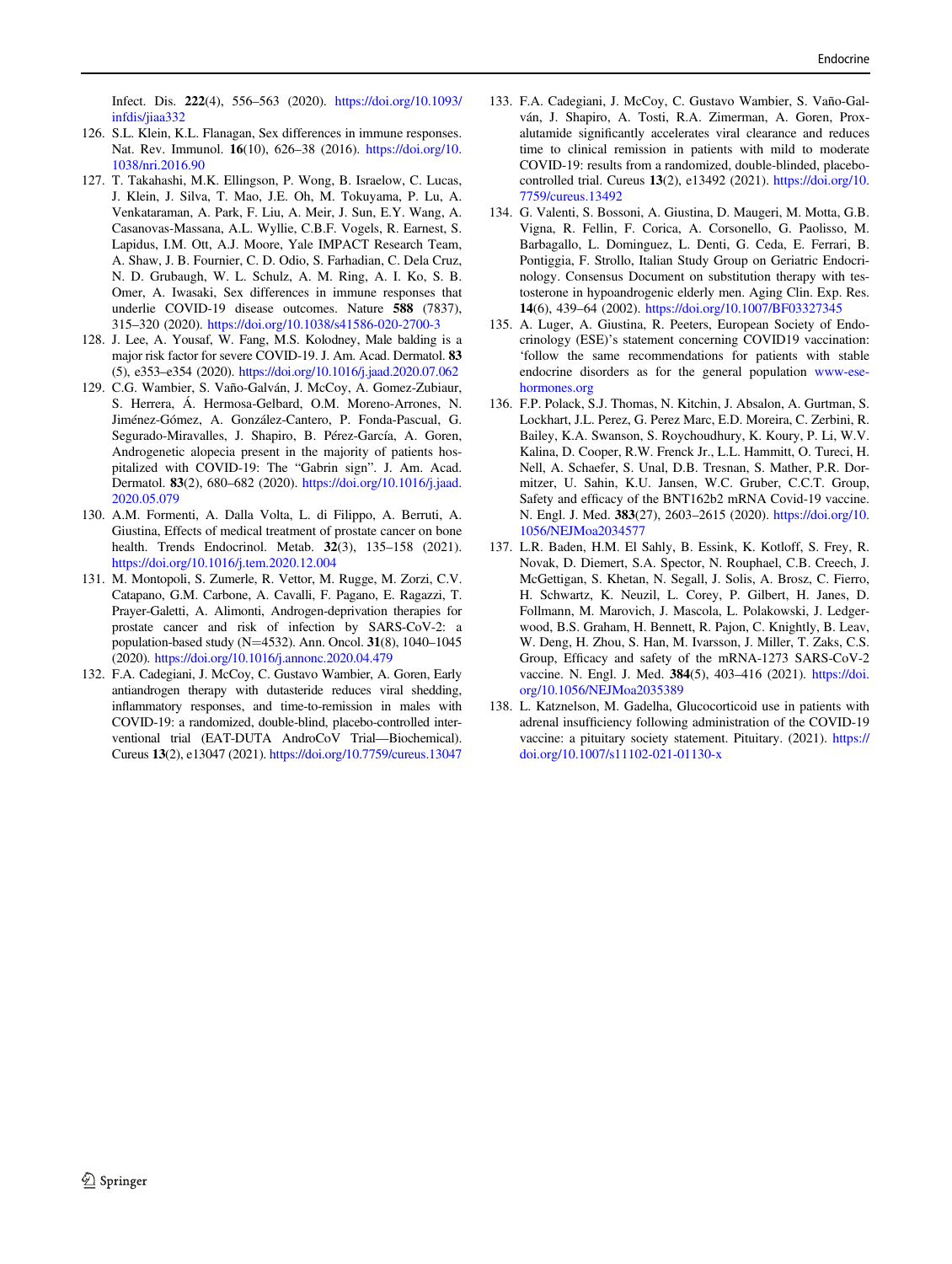Infect. Dis. **222**(4), 556–563 (2020). https://doi.org/10.1093/infdis/jiaa332

126. S.L. Klein, K.L. Flanagan, Sex differences in immune responses. Nat. Rev. Immunol. **16**(10), 626–38 (2016). https://doi.org/10.1038/nri.2016.90
127. T. Takahashi, M.K. Ellingson, P. Wong, B. Israelow, C. Lucas, J. Klein, J. Silva, T. Mao, J.E. Oh, M. Tokuyama, P. Lu, A. Venkataraman, A. Park, F. Liu, A. Meir, J. Sun, E.Y. Wang, A. Casanovas-Massana, A.L. Wyllie, C.B.F. Vogels, R. Earnest, S. Lapidus, I.M. Ott, A.J. Moore, Yale IMPACT Research Team, A. Shaw, J. B. Fournier, C. D. Odio, S. Farhadian, C. Dela Cruz, N. D. Grubaugh, W. L. Schulz, A. M. Ring, A. I. Ko, S. B. Omer, A. Iwasaki, Sex differences in immune responses that underlie COVID-19 disease outcomes. Nature **588** (7837), 315–320 (2020). https://doi.org/10.1038/s41586-020-2700-3
128. J. Lee, A. Yousaf, W. Fang, M.S. Kolodney, Male balding is a major risk factor for severe COVID-19. J. Am. Acad. Dermatol. **83** (5), e353–e354 (2020). https://doi.org/10.1016/j.jaad.2020.07.062
129. C.G. Wambier, S. Vaño-Galván, J. McCoy, A. Gomez-Zubiaur, S. Herrera, Á. Hermosa-Gelbard, O.M. Moreno-Arrones, N. Jiménez-Gómez, A. González-Cantero, P. Fonda-Pascual, G. Segurado-Miravalles, J. Shapiro, B. Pérez-García, A. Goren, Androgenetic alopecia present in the majority of patients hospitalized with COVID-19: The "Gabrin sign". J. Am. Acad. Dermatol. **83**(2), 680–682 (2020). https://doi.org/10.1016/j.jaad.2020.05.079
130. A.M. Formenti, A. Dalla Volta, L. di Filippo, A. Berruti, A. Giustina, Effects of medical treatment of prostate cancer on bone health. Trends Endocrinol. Metab. **32**(3), 135–158 (2021). https://doi.org/10.1016/j.tem.2020.12.004
131. M. Montopoli, S. Zumerle, R. Vettor, M. Rugge, M. Zorzi, C.V. Catapano, G.M. Carbone, A. Cavalli, F. Pagano, E. Ragazzi, T. Prayer-Galetti, A. Alimonti, Androgen-deprivation therapies for prostate cancer and risk of infection by SARS-CoV-2: a population-based study (N=4532). Ann. Oncol. **31**(8), 1040–1045 (2020). https://doi.org/10.1016/j.annonc.2020.04.479
132. F.A. Cadegiani, J. McCoy, C. Gustavo Wambier, A. Goren, Early antiandrogen therapy with dutasteride reduces viral shedding, inflammatory responses, and time-to-remission in males with COVID-19: a randomized, double-blind, placebo-controlled interventional trial (EAT-DUTA AndroCoV Trial—Biochemical). Cureus **13**(2), e13047 (2021). https://doi.org/10.7759/cureus.13047
133. F.A. Cadegiani, J. McCoy, C. Gustavo Wambier, S. Vaño-Galván, J. Shapiro, A. Tosti, R.A. Zimerman, A. Goren, Proxalutamide significantly accelerates viral clearance and reduces time to clinical remission in patients with mild to moderate COVID-19: results from a randomized, double-blinded, placebo-controlled trial. Cureus **13**(2), e13492 (2021). https://doi.org/10.7759/cureus.13492
134. G. Valenti, S. Bossoni, A. Giustina, D. Maugeri, M. Motta, G.B. Vigna, R. Fellin, F. Corica, A. Corsonello, G. Paolisso, M. Barbagallo, L. Dominguez, L. Denti, G. Ceda, E. Ferrari, B. Pontiggia, F. Strollo, Italian Study Group on Geriatric Endocrinology. Consensus Document on substitution therapy with testosterone in hypoandrogenic elderly men. Aging Clin. Exp. Res. **14**(6), 439–64 (2002). https://doi.org/10.1007/BF03327345
135. A. Luger, A. Giustina, R. Peeters, European Society of Endocrinology (ESE)'s statement concerning COVID19 vaccination: 'follow the same recommendations for patients with stable endocrine disorders as for the general population www-ese-hormones.org
136. F.P. Polack, S.J. Thomas, N. Kitchin, J. Absalon, A. Gurtman, S. Lockhart, J.L. Perez, G. Perez Marc, E.D. Moreira, C. Zerbini, R. Bailey, K.A. Swanson, S. Roychoudhury, K. Koury, P. Li, W.V. Kalina, D. Cooper, R.W. Frenck Jr., L.L. Hammitt, O. Tureci, H. Nell, A. Schaefer, S. Unal, D.B. Tresnan, S. Mather, P.R. Dormitzer, U. Sahin, K.U. Jansen, W.C. Gruber, C.C.T. Group, Safety and efficacy of the BNT162b2 mRNA Covid-19 vaccine. N. Engl. J. Med. **383**(27), 2603–2615 (2020). https://doi.org/10.1056/NEJMoa2034577
137. L.R. Baden, H.M. El Sahly, B. Essink, K. Kotloff, S. Frey, R. Novak, D. Diemert, S.A. Spector, N. Rouphael, C.B. Creech, J. McGettigan, S. Khetan, N. Segall, J. Solis, A. Brosz, C. Fierro, H. Schwartz, K. Neuzil, L. Corey, P. Gilbert, H. Janes, D. Follmann, M. Marovich, J. Mascola, L. Polakowski, J. Ledgerwood, B.S. Graham, H. Bennett, R. Pajon, C. Knightly, B. Leav, W. Deng, H. Zhou, S. Han, M. Ivarsson, J. Miller, T. Zaks, C.S. Group, Efficacy and safety of the mRNA-1273 SARS-CoV-2 vaccine. N. Engl. J. Med. **384**(5), 403–416 (2021). https://doi.org/10.1056/NEJMoa2035389
138. L. Katznelson, M. Gadelha, Glucocorticoid use in patients with adrenal insufficiency following administration of the COVID-19 vaccine: a pituitary society statement. Pituitary. (2021). https://doi.org/10.1007/s11102-021-01130-x